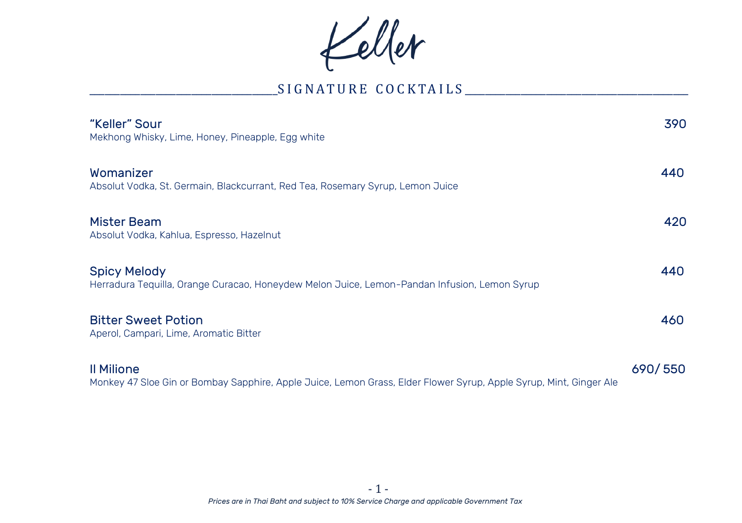# Keller

## SIGNATURE COCKTAILS

**"Keller" Sour** — 390
Mekhong Whisky, Lime, Honey, Pineapple, Egg white

**Womanizer** — 440
Absolut Vodka, St. Germain, Blackcurrant, Red Tea, Rosemary Syrup, Lemon Juice

**Mister Beam** — 420
Absolut Vodka, Kahlua, Espresso, Hazelnut

**Spicy Melody** — 440
Herradura Tequilla, Orange Curacao, Honeydew Melon Juice, Lemon-Pandan Infusion, Lemon Syrup

**Bitter Sweet Potion** — 460
Aperol, Campari, Lime, Aromatic Bitter

**Il Milione** — 690/ 550
Monkey 47 Sloe Gin or Bombay Sapphire, Apple Juice, Lemon Grass, Elder Flower Syrup, Apple Syrup, Mint, Ginger Ale

*Prices are in Thai Baht and subject to 10% Service Charge and applicable Government Tax*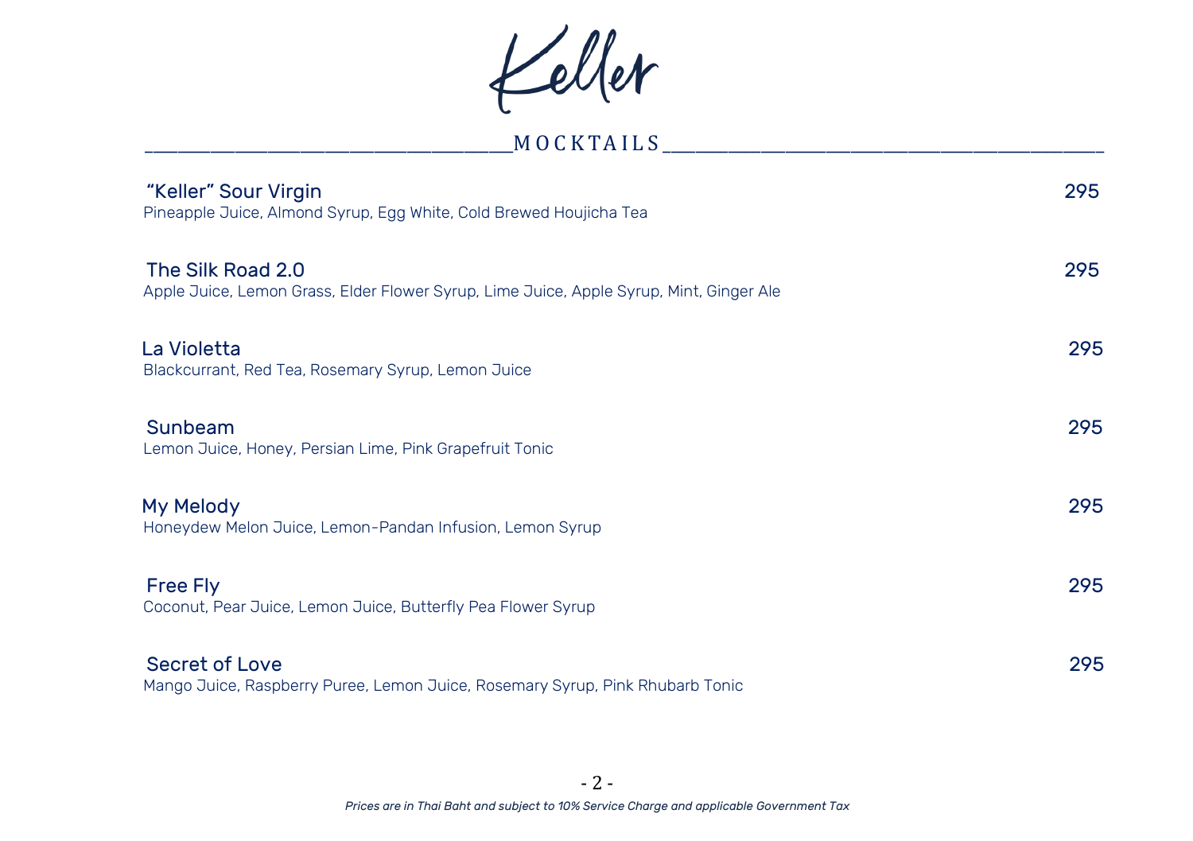# Keller

## MOCKTAILS

**"Keller" Sour Virgin** — 295
Pineapple Juice, Almond Syrup, Egg White, Cold Brewed Houjicha Tea

**The Silk Road 2.0** — 295
Apple Juice, Lemon Grass, Elder Flower Syrup, Lime Juice, Apple Syrup, Mint, Ginger Ale

**La Violetta** — 295
Blackcurrant, Red Tea, Rosemary Syrup, Lemon Juice

**Sunbeam** — 295
Lemon Juice, Honey, Persian Lime, Pink Grapefruit Tonic

**My Melody** — 295
Honeydew Melon Juice, Lemon-Pandan Infusion, Lemon Syrup

**Free Fly** — 295
Coconut, Pear Juice, Lemon Juice, Butterfly Pea Flower Syrup

**Secret of Love** — 295
Mango Juice, Raspberry Puree, Lemon Juice, Rosemary Syrup, Pink Rhubarb Tonic

*Prices are in Thai Baht and subject to 10% Service Charge and applicable Government Tax*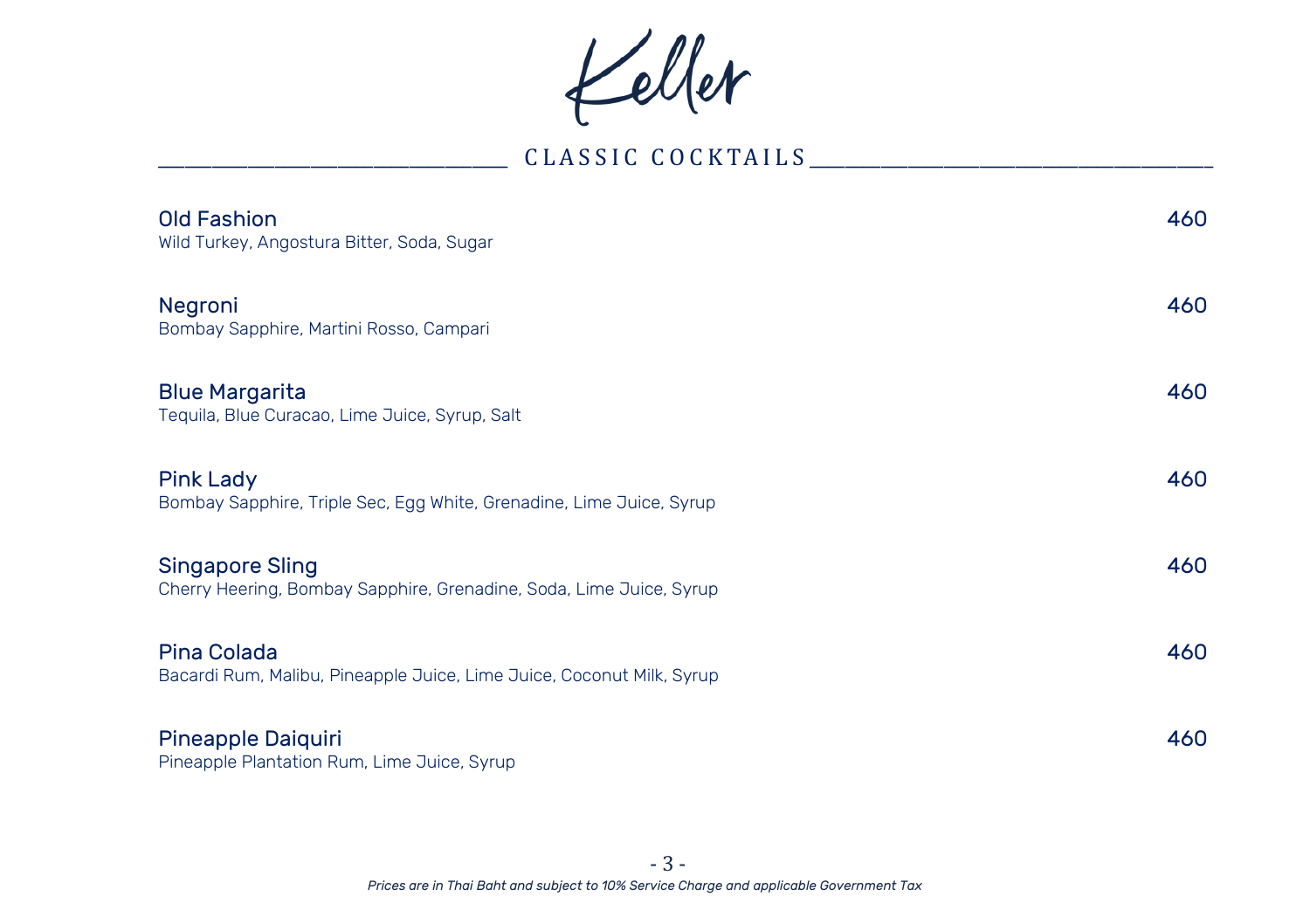# Keller

## CLASSIC COCKTAILS

**Old Fashion** — 460
Wild Turkey, Angostura Bitter, Soda, Sugar

**Negroni** — 460
Bombay Sapphire, Martini Rosso, Campari

**Blue Margarita** — 460
Tequila, Blue Curacao, Lime Juice, Syrup, Salt

**Pink Lady** — 460
Bombay Sapphire, Triple Sec, Egg White, Grenadine, Lime Juice, Syrup

**Singapore Sling** — 460
Cherry Heering, Bombay Sapphire, Grenadine, Soda, Lime Juice, Syrup

**Pina Colada** — 460
Bacardi Rum, Malibu, Pineapple Juice, Lime Juice, Coconut Milk, Syrup

**Pineapple Daiquiri** — 460
Pineapple Plantation Rum, Lime Juice, Syrup

*Prices are in Thai Baht and subject to 10% Service Charge and applicable Government Tax*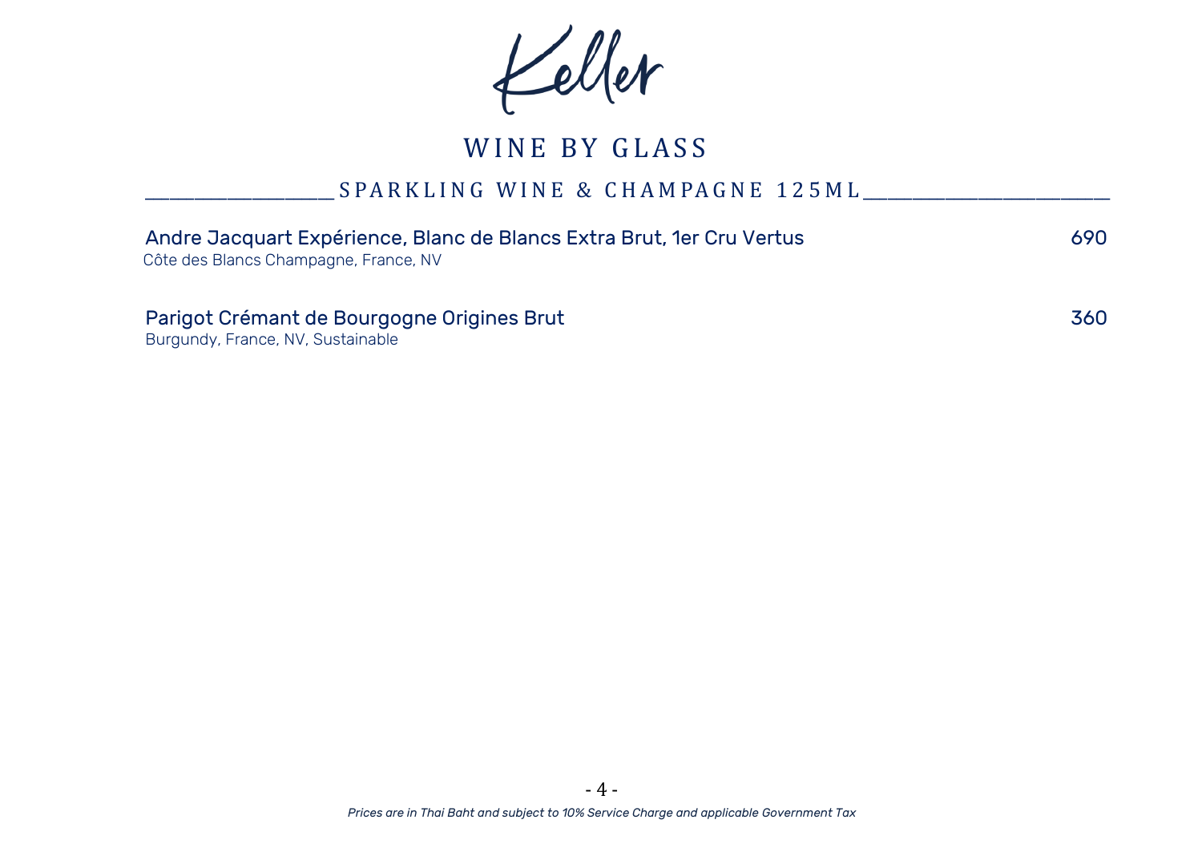# Keller

## WINE BY GLASS

### SPARKLING WINE & CHAMPAGNE 125ML

**Andre Jacquart Expérience, Blanc de Blancs Extra Brut, 1er Cru Vertus** — 690
Côte des Blancs Champagne, France, NV

**Parigot Crémant de Bourgogne Origines Brut** — 360
Burgundy, France, NV, Sustainable

*Prices are in Thai Baht and subject to 10% Service Charge and applicable Government Tax*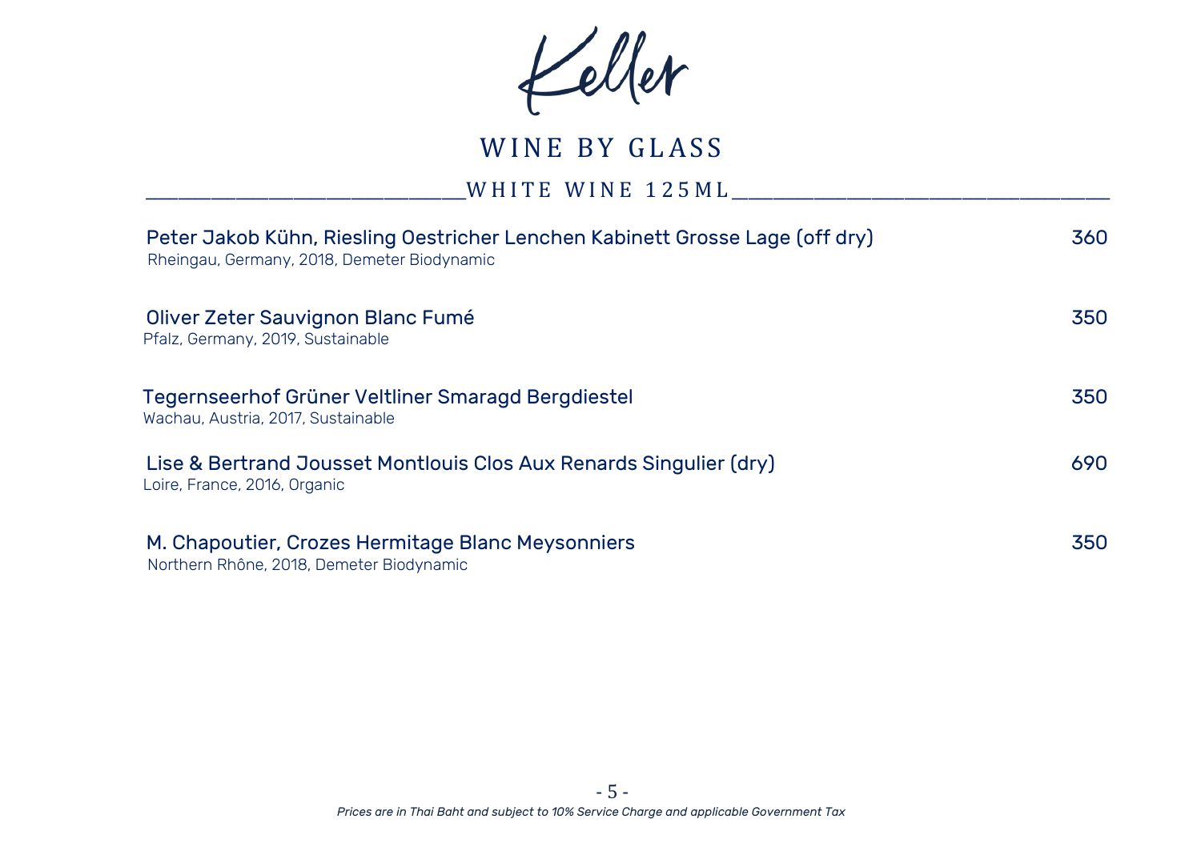# Keller

## WINE BY GLASS

### WHITE WINE 125ML

| Wine | Price |
|---|---|
| Peter Jakob Kühn, Riesling Oestricher Lenchen Kabinett Grosse Lage (off dry)<br>Rheingau, Germany, 2018, Demeter Biodynamic | 360 |
| Oliver Zeter Sauvignon Blanc Fumé<br>Pfalz, Germany, 2019, Sustainable | 350 |
| Tegernseerhof Grüner Veltliner Smaragd Bergdiestel<br>Wachau, Austria, 2017, Sustainable | 350 |
| Lise & Bertrand Jousset Montlouis Clos Aux Renards Singulier (dry)<br>Loire, France, 2016, Organic | 690 |
| M. Chapoutier, Crozes Hermitage Blanc Meysonniers<br>Northern Rhône, 2018, Demeter Biodynamic | 350 |

*Prices are in Thai Baht and subject to 10% Service Charge and applicable Government Tax*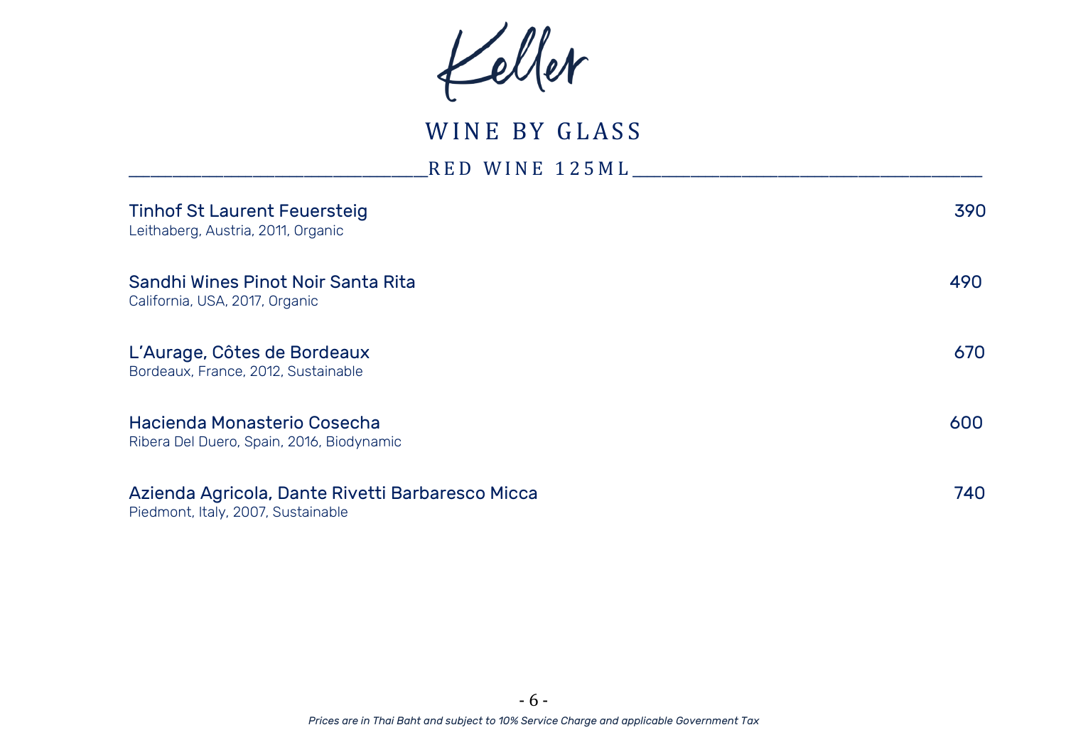# Keller

## WINE BY GLASS

### RED WINE 125ML

**Tinhof St Laurent Feuersteig** — 390
Leithaberg, Austria, 2011, Organic

**Sandhi Wines Pinot Noir Santa Rita** — 490
California, USA, 2017, Organic

**L'Aurage, Côtes de Bordeaux** — 670
Bordeaux, France, 2012, Sustainable

**Hacienda Monasterio Cosecha** — 600
Ribera Del Duero, Spain, 2016, Biodynamic

**Azienda Agricola, Dante Rivetti Barbaresco Micca** — 740
Piedmont, Italy, 2007, Sustainable

*Prices are in Thai Baht and subject to 10% Service Charge and applicable Government Tax*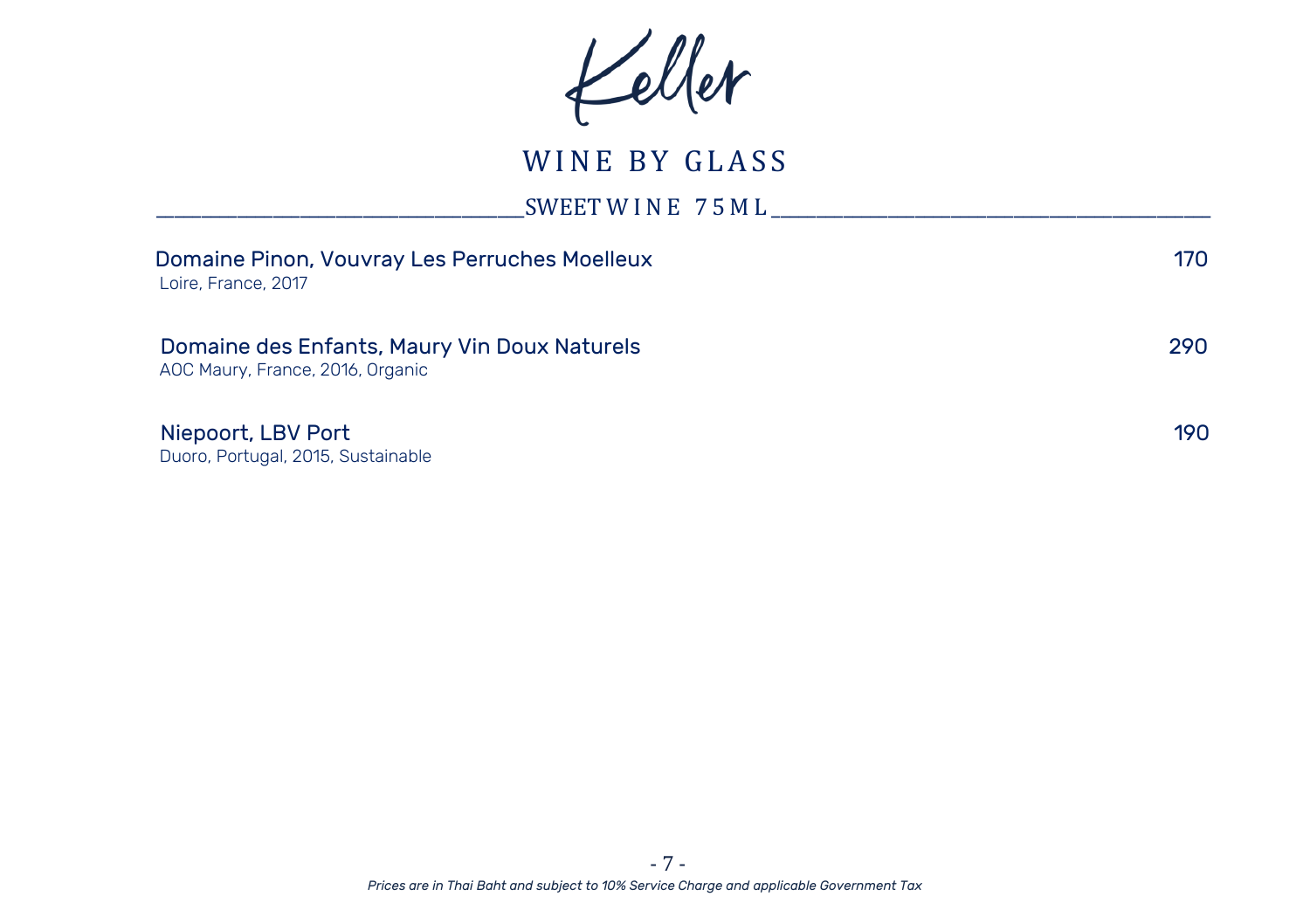# Keller

## WINE BY GLASS

### SWEET WINE 75ML

| Wine | Price |
|---|---|
| **Domaine Pinon, Vouvray Les Perruches Moelleux**<br>Loire, France, 2017 | 170 |
| **Domaine des Enfants, Maury Vin Doux Naturels**<br>AOC Maury, France, 2016, Organic | 290 |
| **Niepoort, LBV Port**<br>Duoro, Portugal, 2015, Sustainable | 190 |

*Prices are in Thai Baht and subject to 10% Service Charge and applicable Government Tax*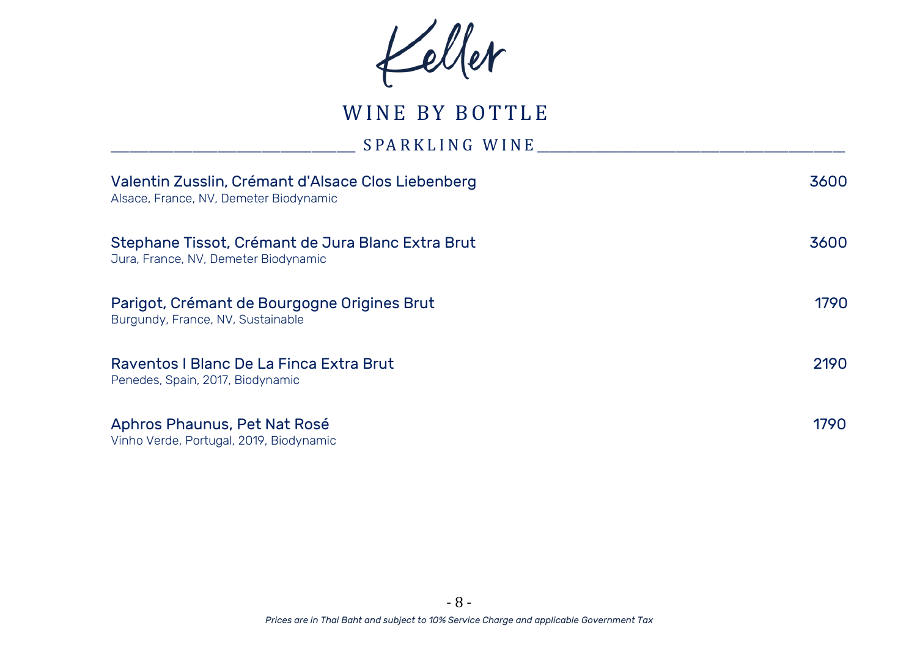# Keller

## WINE BY BOTTLE

### SPARKLING WINE

| Wine | Price |
| --- | --- |
| **Valentin Zusslin, Crémant d'Alsace Clos Liebenberg**<br>Alsace, France, NV, Demeter Biodynamic | 3600 |
| **Stephane Tissot, Crémant de Jura Blanc Extra Brut**<br>Jura, France, NV, Demeter Biodynamic | 3600 |
| **Parigot, Crémant de Bourgogne Origines Brut**<br>Burgundy, France, NV, Sustainable | 1790 |
| **Raventos I Blanc De La Finca Extra Brut**<br>Penedes, Spain, 2017, Biodynamic | 2190 |
| **Aphros Phaunus, Pet Nat Rosé**<br>Vinho Verde, Portugal, 2019, Biodynamic | 1790 |

*Prices are in Thai Baht and subject to 10% Service Charge and applicable Government Tax*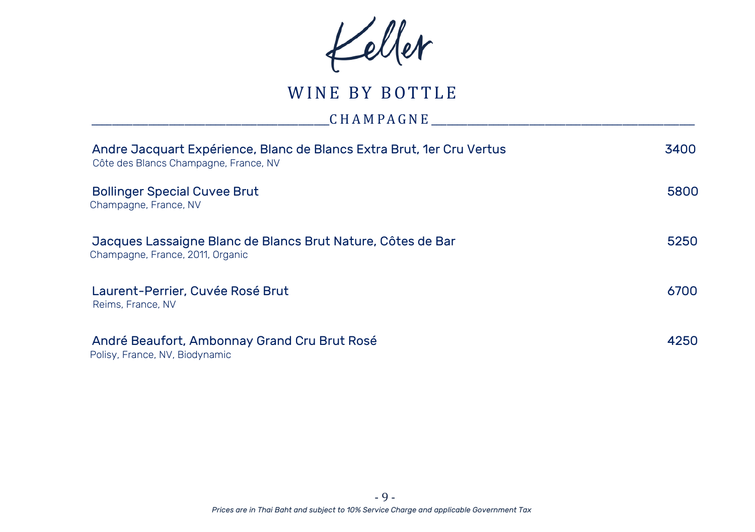# Keller

## WINE BY BOTTLE

### CHAMPAGNE

| Wine | Price |
|---|---|
| **Andre Jacquart Expérience, Blanc de Blancs Extra Brut, 1er Cru Vertus**<br>Côte des Blancs Champagne, France, NV | 3400 |
| **Bollinger Special Cuvee Brut**<br>Champagne, France, NV | 5800 |
| **Jacques Lassaigne Blanc de Blancs Brut Nature, Côtes de Bar**<br>Champagne, France, 2011, Organic | 5250 |
| **Laurent-Perrier, Cuvée Rosé Brut**<br>Reims, France, NV | 6700 |
| **André Beaufort, Ambonnay Grand Cru Brut Rosé**<br>Polisy, France, NV, Biodynamic | 4250 |

*Prices are in Thai Baht and subject to 10% Service Charge and applicable Government Tax*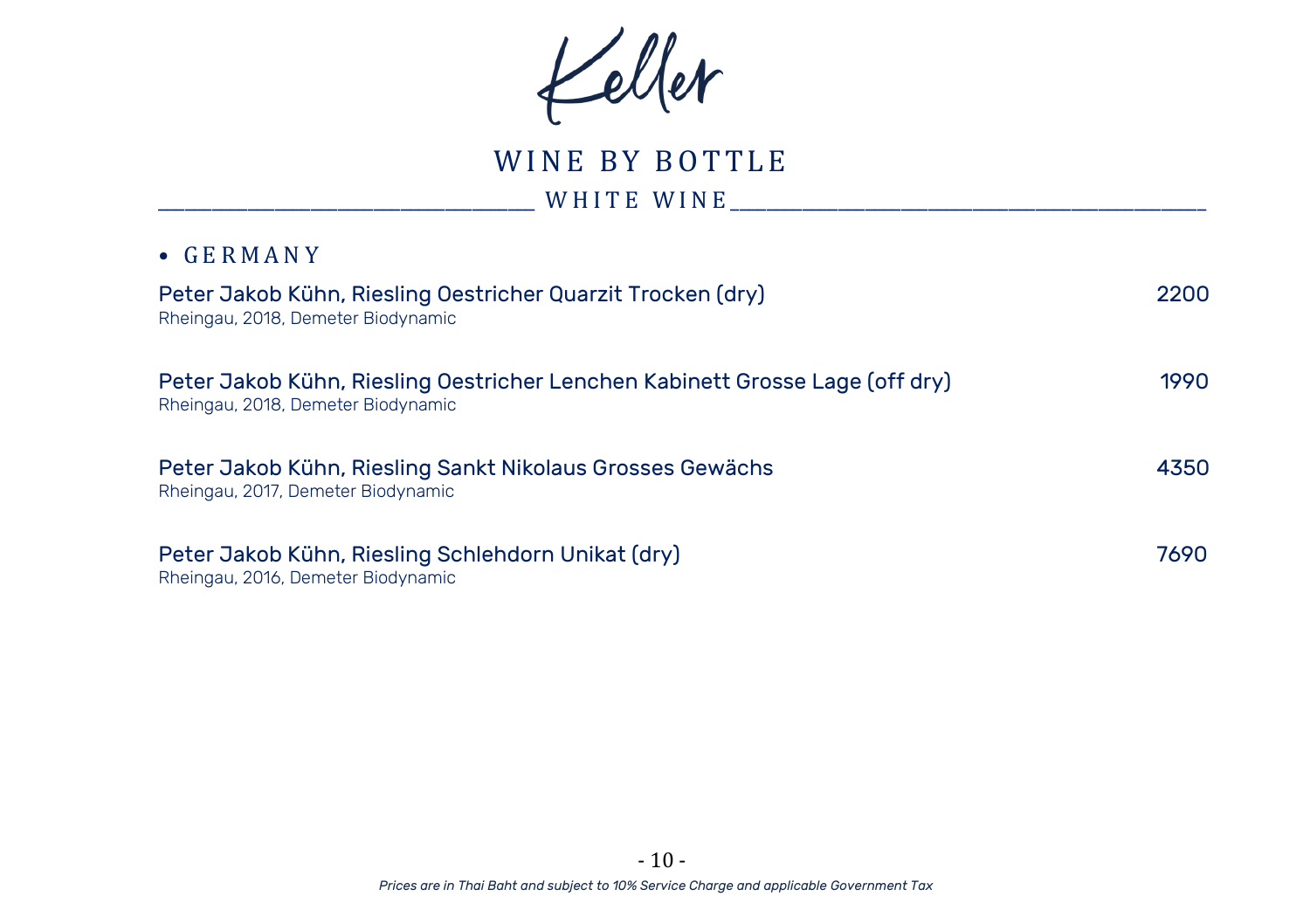# Keller

## WINE BY BOTTLE

### WHITE WINE

- GERMANY

**Peter Jakob Kühn, Riesling Oestricher Quarzit Trocken (dry)** — 2200
Rheingau, 2018, Demeter Biodynamic

**Peter Jakob Kühn, Riesling Oestricher Lenchen Kabinett Grosse Lage (off dry)** — 1990
Rheingau, 2018, Demeter Biodynamic

**Peter Jakob Kühn, Riesling Sankt Nikolaus Grosses Gewächs** — 4350
Rheingau, 2017, Demeter Biodynamic

**Peter Jakob Kühn, Riesling Schlehdorn Unikat (dry)** — 7690
Rheingau, 2016, Demeter Biodynamic

*Prices are in Thai Baht and subject to 10% Service Charge and applicable Government Tax*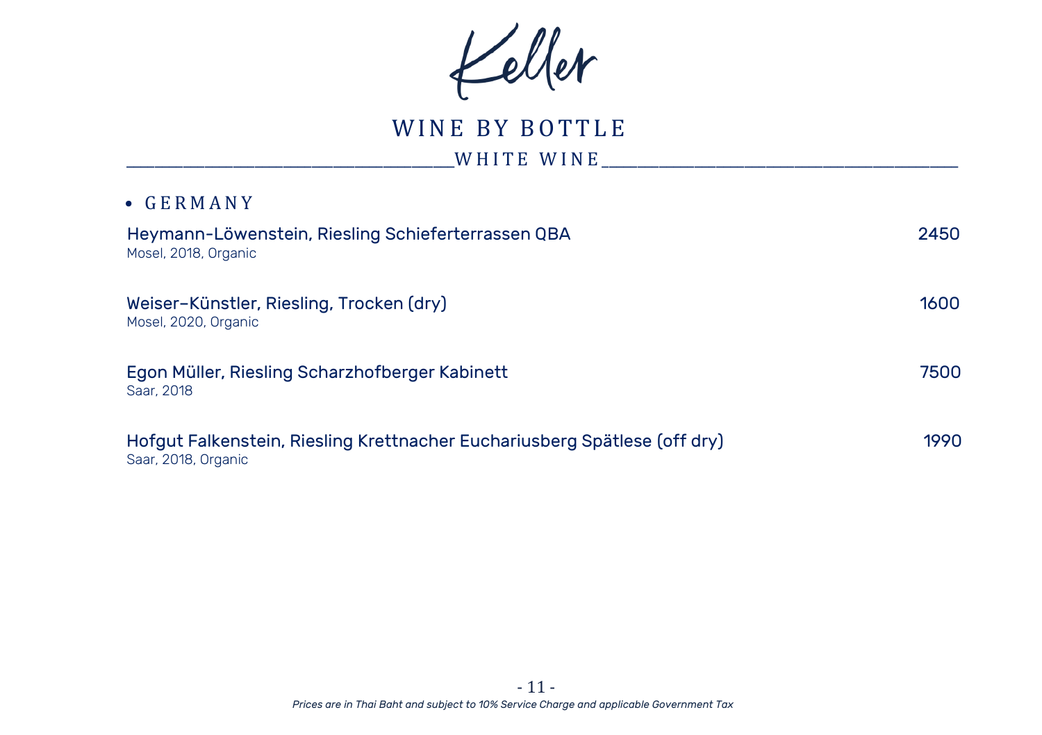# Keller

## WINE BY BOTTLE

### WHITE WINE

- GERMANY

**Heymann-Löwenstein, Riesling Schieferterrassen QBA** — 2450
Mosel, 2018, Organic

**Weiser–Künstler, Riesling, Trocken (dry)** — 1600
Mosel, 2020, Organic

**Egon Müller, Riesling Scharzhofberger Kabinett** — 7500
Saar, 2018

**Hofgut Falkenstein, Riesling Krettnacher Euchariusberg Spätlese (off dry)** — 1990
Saar, 2018, Organic

*Prices are in Thai Baht and subject to 10% Service Charge and applicable Government Tax*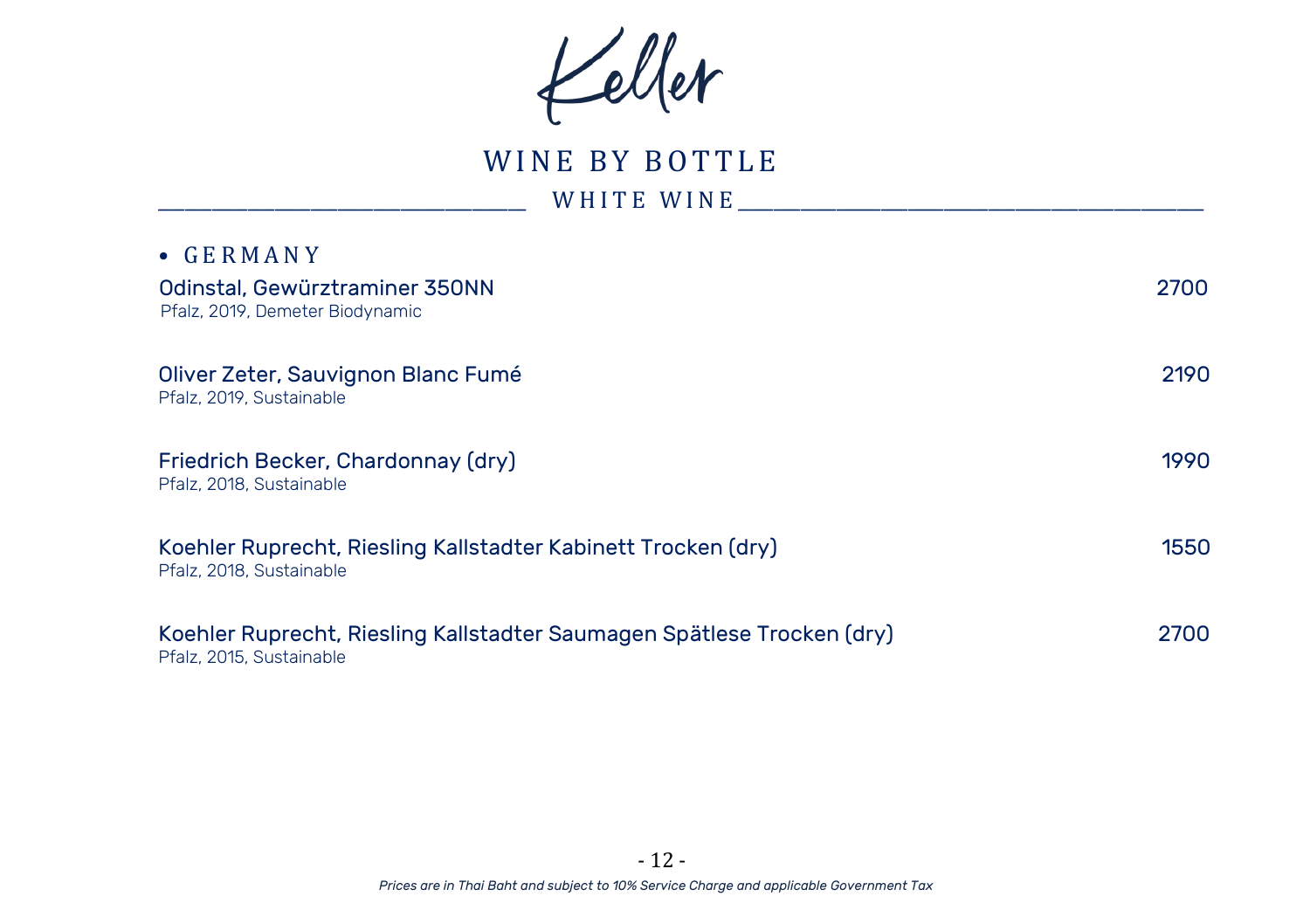# Keller

## WINE BY BOTTLE

### WHITE WINE

- GERMANY

**Odinstal, Gewürztraminer 350NN** — 2700
Pfalz, 2019, Demeter Biodynamic

**Oliver Zeter, Sauvignon Blanc Fumé** — 2190
Pfalz, 2019, Sustainable

**Friedrich Becker, Chardonnay (dry)** — 1990
Pfalz, 2018, Sustainable

**Koehler Ruprecht, Riesling Kallstadter Kabinett Trocken (dry)** — 1550
Pfalz, 2018, Sustainable

**Koehler Ruprecht, Riesling Kallstadter Saumagen Spätlese Trocken (dry)** — 2700
Pfalz, 2015, Sustainable

*Prices are in Thai Baht and subject to 10% Service Charge and applicable Government Tax*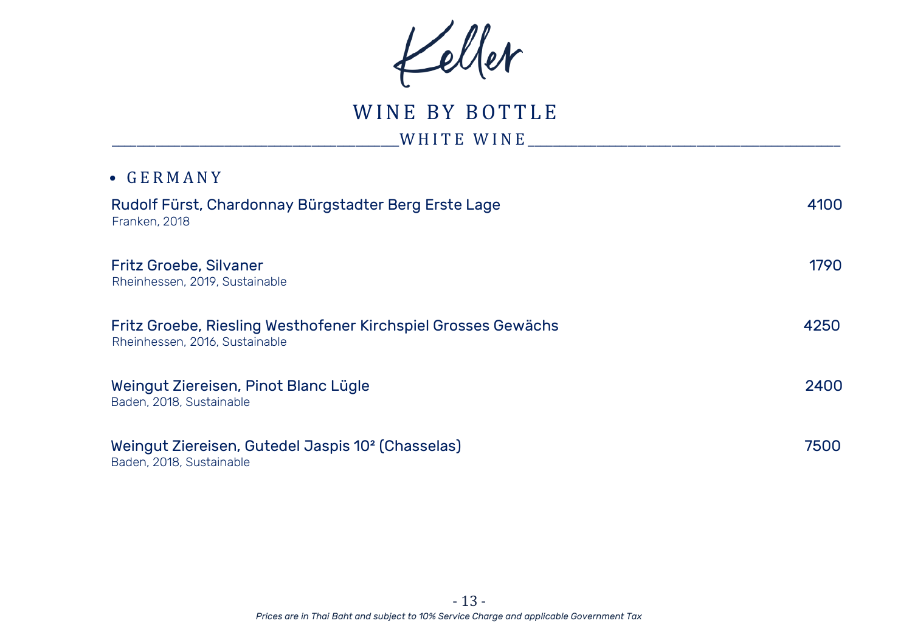# Keller

## WINE BY BOTTLE

### WHITE WINE

- GERMANY

**Rudolf Fürst, Chardonnay Bürgstadter Berg Erste Lage** — 4100
Franken, 2018

**Fritz Groebe, Silvaner** — 1790
Rheinhessen, 2019, Sustainable

**Fritz Groebe, Riesling Westhofener Kirchspiel Grosses Gewächs** — 4250
Rheinhessen, 2016, Sustainable

**Weingut Ziereisen, Pinot Blanc Lügle** — 2400
Baden, 2018, Sustainable

**Weingut Ziereisen, Gutedel Jaspis $10^2$ (Chasselas)** — 7500
Baden, 2018, Sustainable

*Prices are in Thai Baht and subject to 10% Service Charge and applicable Government Tax*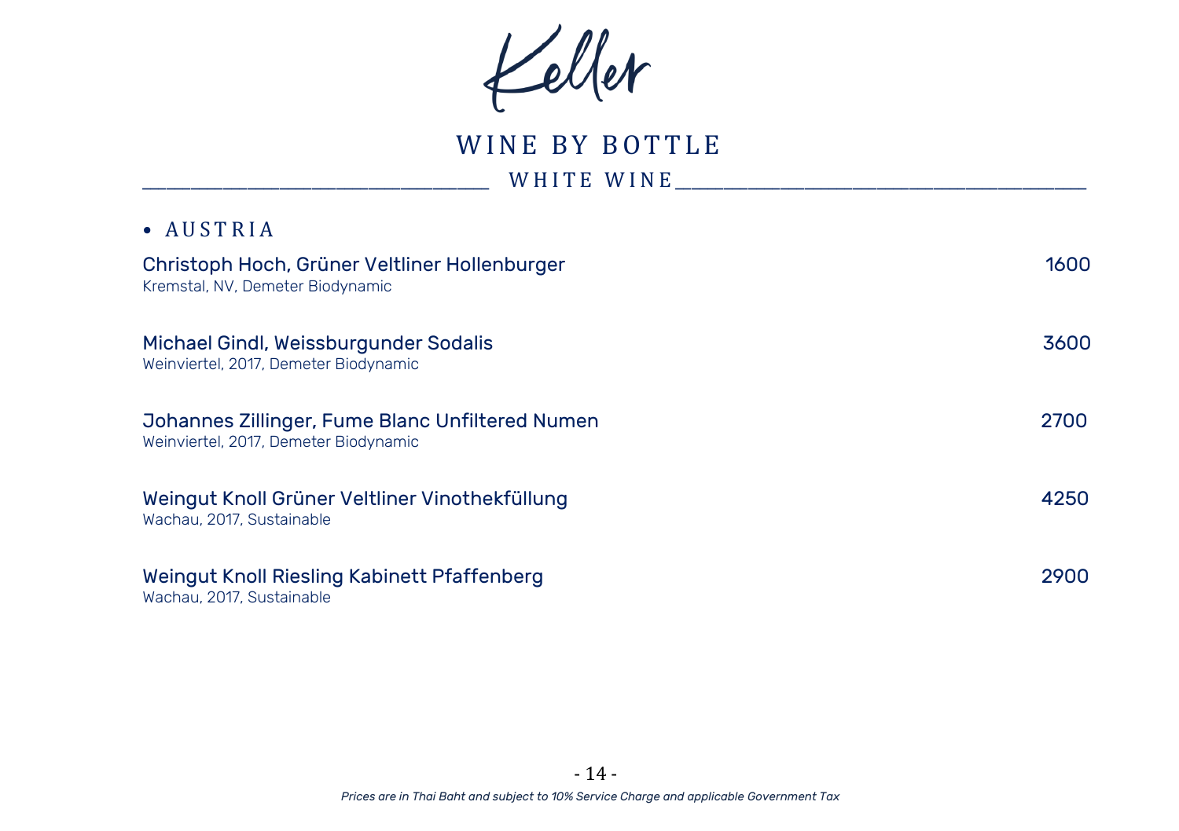# Keller

## WINE BY BOTTLE

### WHITE WINE

- AUSTRIA

**Christoph Hoch, Grüner Veltliner Hollenburger** — 1600
Kremstal, NV, Demeter Biodynamic

**Michael Gindl, Weissburgunder Sodalis** — 3600
Weinviertel, 2017, Demeter Biodynamic

**Johannes Zillinger, Fume Blanc Unfiltered Numen** — 2700
Weinviertel, 2017, Demeter Biodynamic

**Weingut Knoll Grüner Veltliner Vinothekfüllung** — 4250
Wachau, 2017, Sustainable

**Weingut Knoll Riesling Kabinett Pfaffenberg** — 2900
Wachau, 2017, Sustainable

*Prices are in Thai Baht and subject to 10% Service Charge and applicable Government Tax*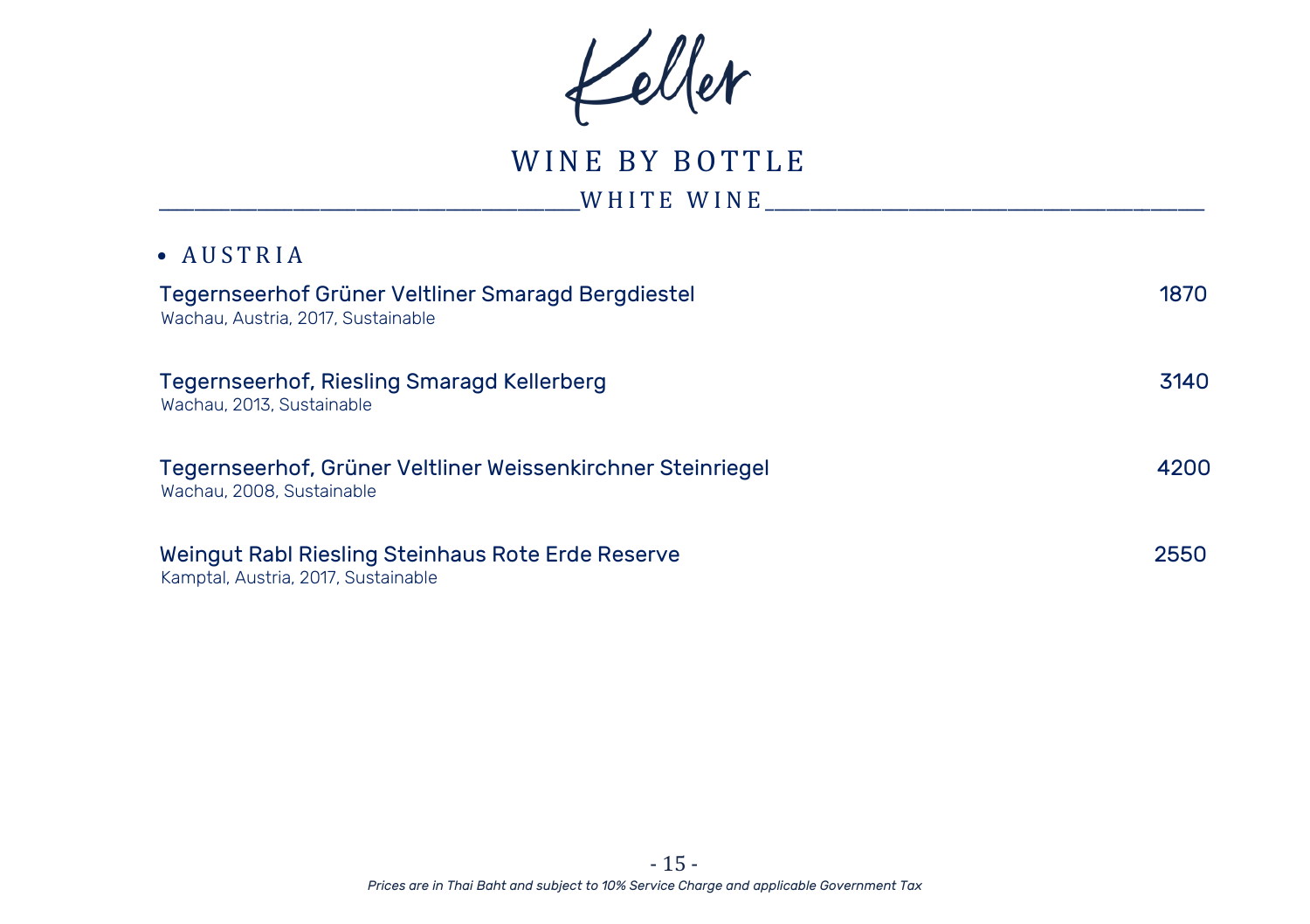# Keller

## WINE BY BOTTLE

### WHITE WINE

- AUSTRIA

**Tegernseerhof Grüner Veltliner Smaragd Bergdiestel** — 1870
Wachau, Austria, 2017, Sustainable

**Tegernseerhof, Riesling Smaragd Kellerberg** — 3140
Wachau, 2013, Sustainable

**Tegernseerhof, Grüner Veltliner Weissenkirchner Steinriegel** — 4200
Wachau, 2008, Sustainable

**Weingut Rabl Riesling Steinhaus Rote Erde Reserve** — 2550
Kamptal, Austria, 2017, Sustainable

*Prices are in Thai Baht and subject to 10% Service Charge and applicable Government Tax*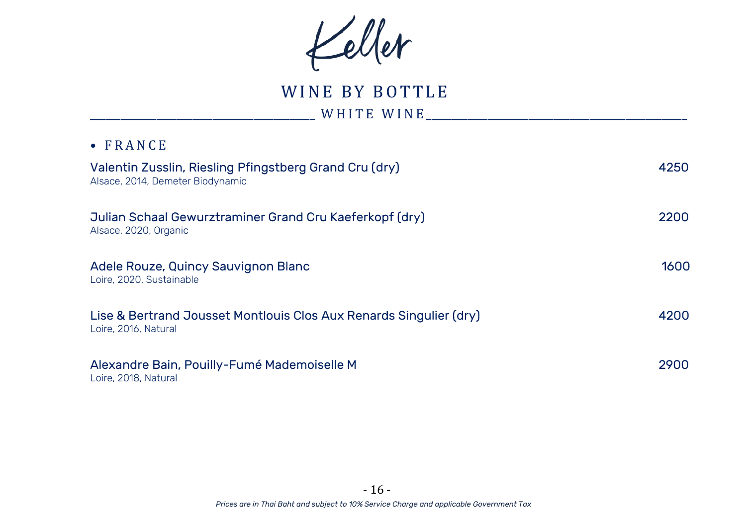# Keller

## WINE BY BOTTLE

### WHITE WINE

- FRANCE

| Wine | Price |
| --- | --- |
| Valentin Zusslin, Riesling Pfingstberg Grand Cru (dry)<br>Alsace, 2014, Demeter Biodynamic | 4250 |
| Julian Schaal Gewurztraminer Grand Cru Kaeferkopf (dry)<br>Alsace, 2020, Organic | 2200 |
| Adele Rouze, Quincy Sauvignon Blanc<br>Loire, 2020, Sustainable | 1600 |
| Lise & Bertrand Jousset Montlouis Clos Aux Renards Singulier (dry)<br>Loire, 2016, Natural | 4200 |
| Alexandre Bain, Pouilly-Fumé Mademoiselle M<br>Loire, 2018, Natural | 2900 |

*Prices are in Thai Baht and subject to 10% Service Charge and applicable Government Tax*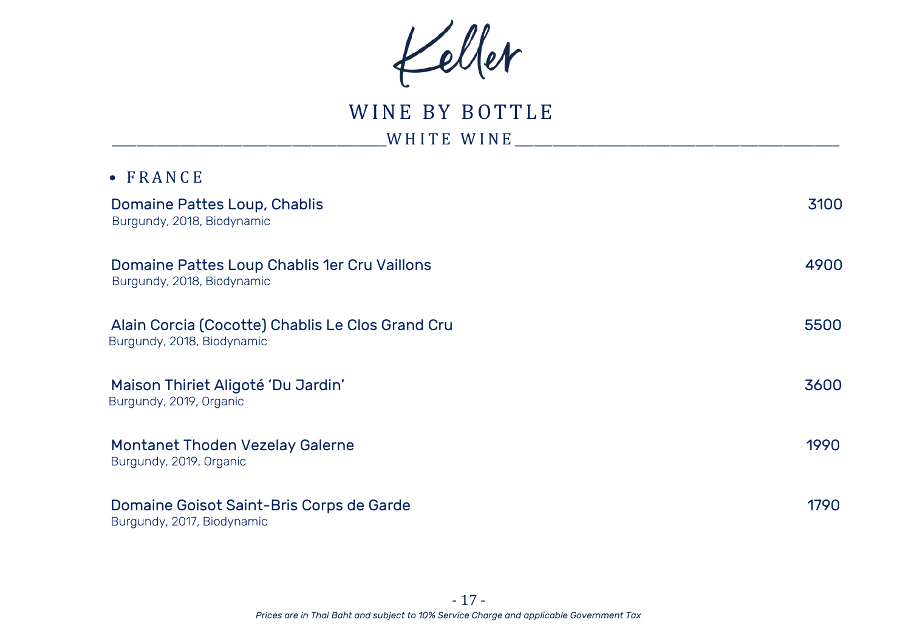# Keller

## WINE BY BOTTLE

### WHITE WINE

- FRANCE

**Domaine Pattes Loup, Chablis** — 3100
Burgundy, 2018, Biodynamic

**Domaine Pattes Loup Chablis 1er Cru Vaillons** — 4900
Burgundy, 2018, Biodynamic

**Alain Corcia (Cocotte) Chablis Le Clos Grand Cru** — 5500
Burgundy, 2018, Biodynamic

**Maison Thiriet Aligoté 'Du Jardin'** — 3600
Burgundy, 2019, Organic

**Montanet Thoden Vezelay Galerne** — 1990
Burgundy, 2019, Organic

**Domaine Goisot Saint-Bris Corps de Garde** — 1790
Burgundy, 2017, Biodynamic

*Prices are in Thai Baht and subject to 10% Service Charge and applicable Government Tax*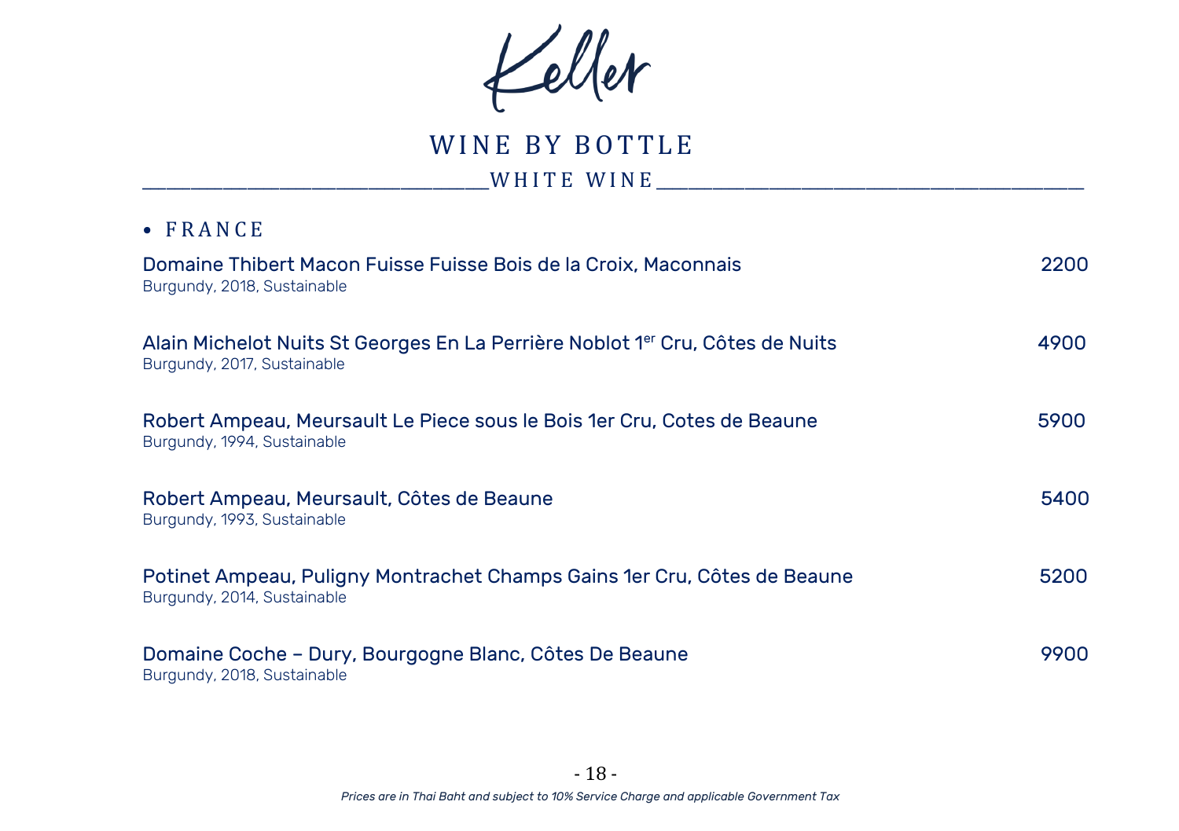# Keller

## WINE BY BOTTLE

### WHITE WINE

- FRANCE

Domaine Thibert Macon Fuisse Fuisse Bois de la Croix, Maconnais — 2200
Burgundy, 2018, Sustainable

Alain Michelot Nuits St Georges En La Perrière Noblot 1er Cru, Côtes de Nuits — 4900
Burgundy, 2017, Sustainable

Robert Ampeau, Meursault Le Piece sous le Bois 1er Cru, Cotes de Beaune — 5900
Burgundy, 1994, Sustainable

Robert Ampeau, Meursault, Côtes de Beaune — 5400
Burgundy, 1993, Sustainable

Potinet Ampeau, Puligny Montrachet Champs Gains 1er Cru, Côtes de Beaune — 5200
Burgundy, 2014, Sustainable

Domaine Coche – Dury, Bourgogne Blanc, Côtes De Beaune — 9900
Burgundy, 2018, Sustainable

*Prices are in Thai Baht and subject to 10% Service Charge and applicable Government Tax*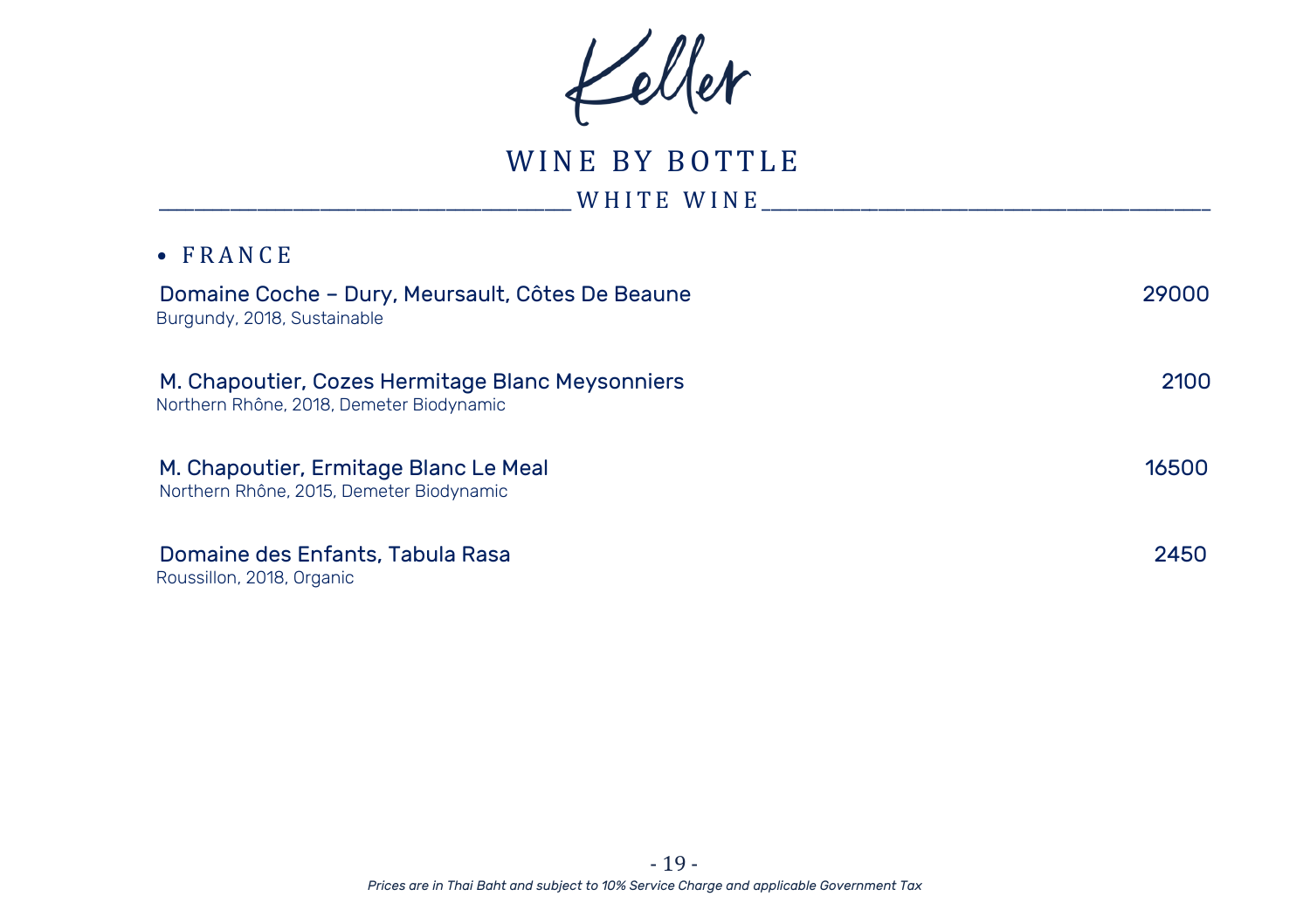# Keller

## WINE BY BOTTLE

### WHITE WINE

- FRANCE

Domaine Coche – Dury, Meursault, Côtes De Beaune — 29000
Burgundy, 2018, Sustainable

M. Chapoutier, Cozes Hermitage Blanc Meysonniers — 2100
Northern Rhône, 2018, Demeter Biodynamic

M. Chapoutier, Ermitage Blanc Le Meal — 16500
Northern Rhône, 2015, Demeter Biodynamic

Domaine des Enfants, Tabula Rasa — 2450
Roussillon, 2018, Organic

*Prices are in Thai Baht and subject to 10% Service Charge and applicable Government Tax*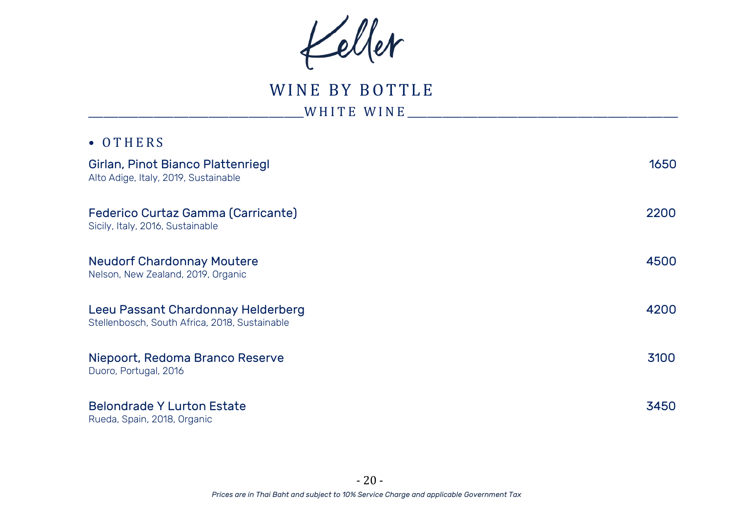# Keller

## WINE BY BOTTLE

### WHITE WINE

- OTHERS

**Girlan, Pinot Bianco Plattenriegl** — 1650
Alto Adige, Italy, 2019, Sustainable

**Federico Curtaz Gamma (Carricante)** — 2200
Sicily, Italy, 2016, Sustainable

**Neudorf Chardonnay Moutere** — 4500
Nelson, New Zealand, 2019, Organic

**Leeu Passant Chardonnay Helderberg** — 4200
Stellenbosch, South Africa, 2018, Sustainable

**Niepoort, Redoma Branco Reserve** — 3100
Duoro, Portugal, 2016

**Belondrade Y Lurton Estate** — 3450
Rueda, Spain, 2018, Organic

*Prices are in Thai Baht and subject to 10% Service Charge and applicable Government Tax*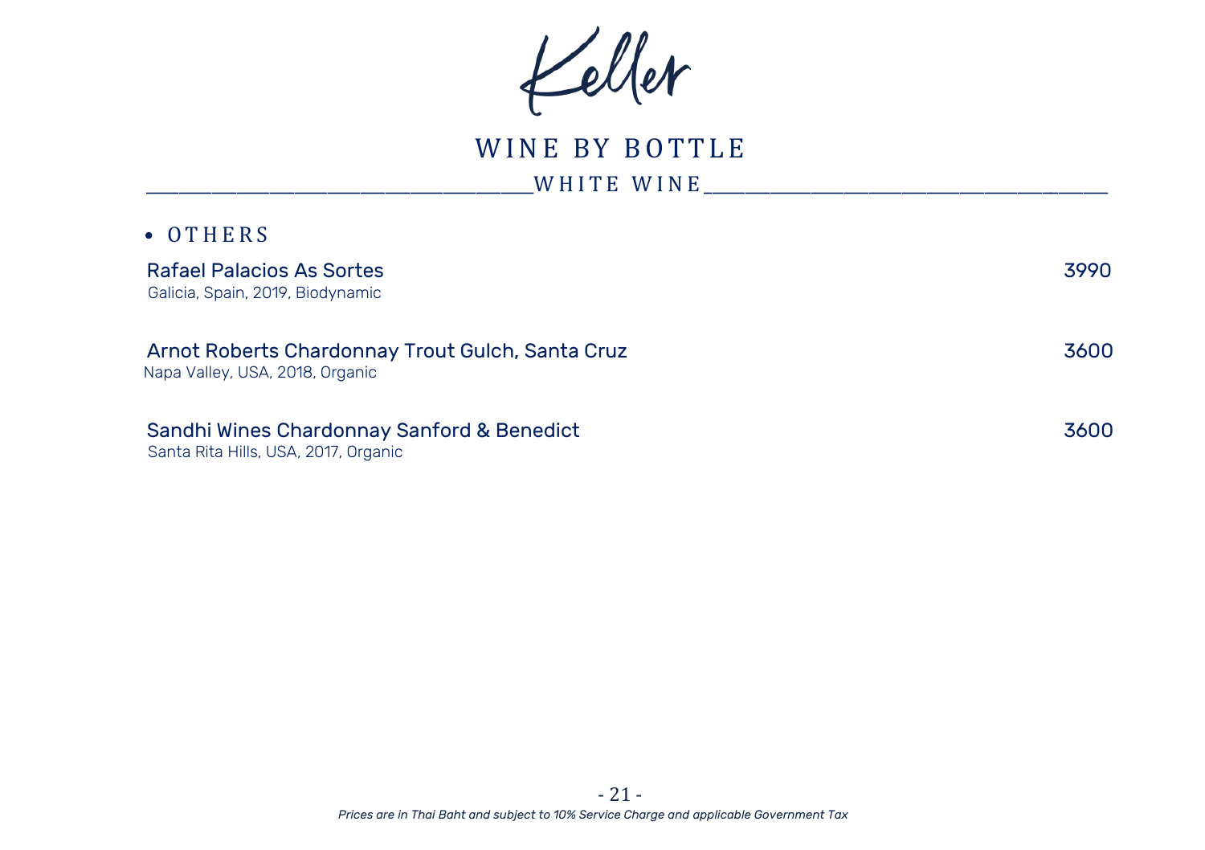# Keller

## WINE BY BOTTLE

### WHITE WINE

- OTHERS

**Rafael Palacios As Sortes** — 3990
Galicia, Spain, 2019, Biodynamic

**Arnot Roberts Chardonnay Trout Gulch, Santa Cruz** — 3600
Napa Valley, USA, 2018, Organic

**Sandhi Wines Chardonnay Sanford & Benedict** — 3600
Santa Rita Hills, USA, 2017, Organic

*Prices are in Thai Baht and subject to 10% Service Charge and applicable Government Tax*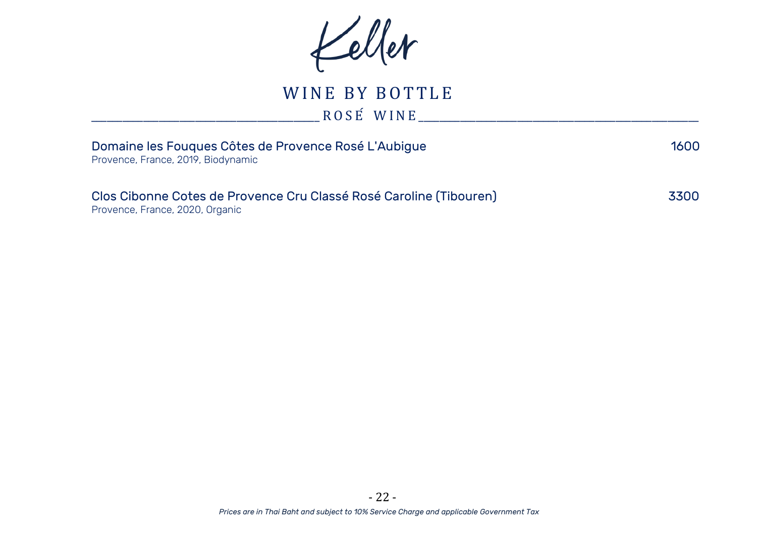# Keller

## WINE BY BOTTLE

### ROSÉ WINE

Domaine les Fouques Côtes de Provence Rosé L'Aubigue — 1600
Provence, France, 2019, Biodynamic

Clos Cibonne Cotes de Provence Cru Classé Rosé Caroline (Tibouren) — 3300
Provence, France, 2020, Organic

*Prices are in Thai Baht and subject to 10% Service Charge and applicable Government Tax*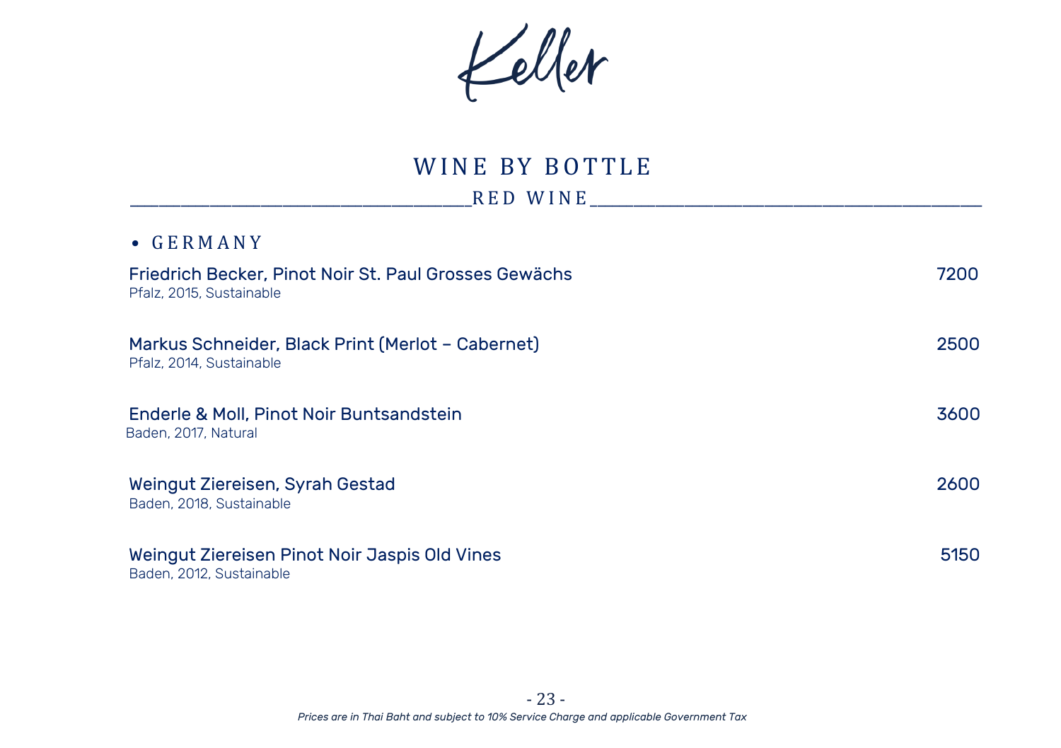Keller

# WINE BY BOTTLE

## RED WINE

- GERMANY

**Friedrich Becker, Pinot Noir St. Paul Grosses Gewächs** — 7200
Pfalz, 2015, Sustainable

**Markus Schneider, Black Print (Merlot – Cabernet)** — 2500
Pfalz, 2014, Sustainable

**Enderle & Moll, Pinot Noir Buntsandstein** — 3600
Baden, 2017, Natural

**Weingut Ziereisen, Syrah Gestad** — 2600
Baden, 2018, Sustainable

**Weingut Ziereisen Pinot Noir Jaspis Old Vines** — 5150
Baden, 2012, Sustainable

*Prices are in Thai Baht and subject to 10% Service Charge and applicable Government Tax*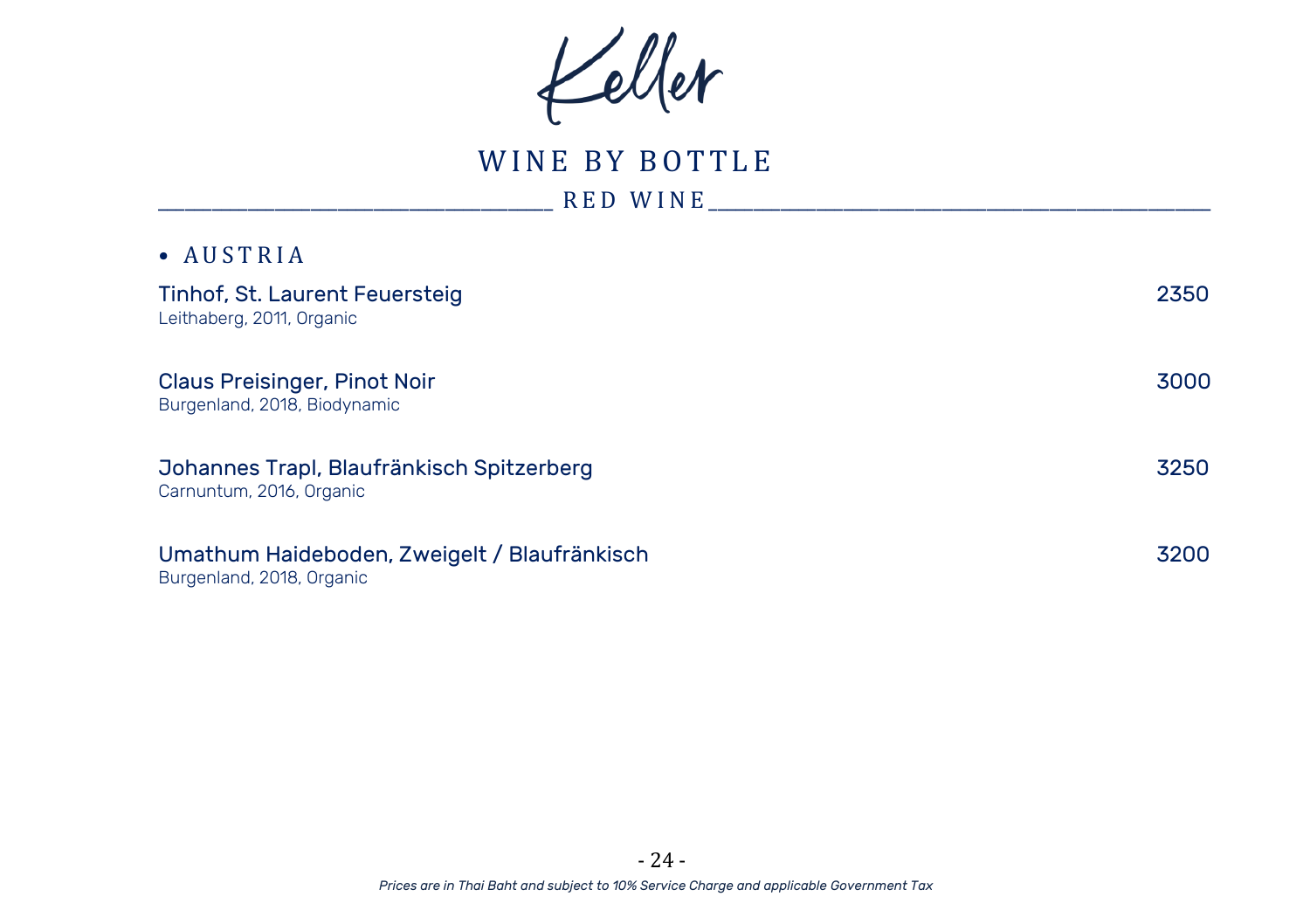# Keller

## WINE BY BOTTLE

### RED WINE

- AUSTRIA

**Tinhof, St. Laurent Feuersteig** — 2350
Leithaberg, 2011, Organic

**Claus Preisinger, Pinot Noir** — 3000
Burgenland, 2018, Biodynamic

**Johannes Trapl, Blaufränkisch Spitzerberg** — 3250
Carnuntum, 2016, Organic

**Umathum Haideboden, Zweigelt / Blaufränkisch** — 3200
Burgenland, 2018, Organic

*Prices are in Thai Baht and subject to 10% Service Charge and applicable Government Tax*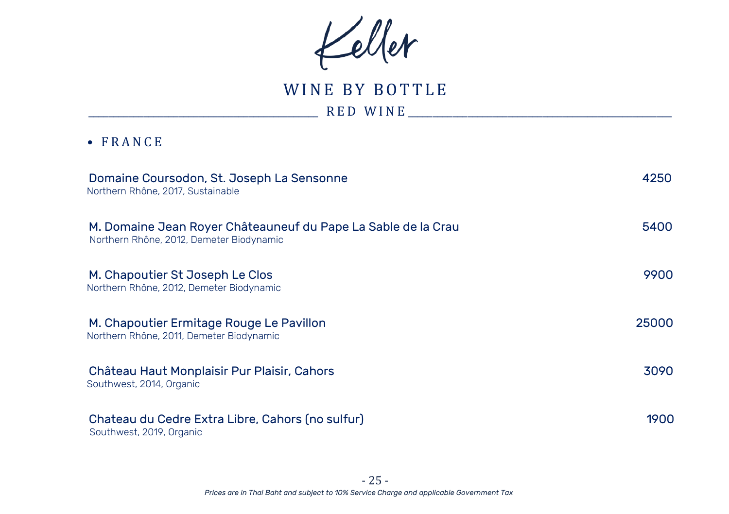# Keller

## WINE BY BOTTLE

### RED WINE

- **FRANCE**

**Domaine Coursodon, St. Joseph La Sensonne** — 4250
Northern Rhône, 2017, Sustainable

**M. Domaine Jean Royer Châteauneuf du Pape La Sable de la Crau** — 5400
Northern Rhône, 2012, Demeter Biodynamic

**M. Chapoutier St Joseph Le Clos** — 9900
Northern Rhône, 2012, Demeter Biodynamic

**M. Chapoutier Ermitage Rouge Le Pavillon** — 25000
Northern Rhône, 2011, Demeter Biodynamic

**Château Haut Monplaisir Pur Plaisir, Cahors** — 3090
Southwest, 2014, Organic

**Chateau du Cedre Extra Libre, Cahors (no sulfur)** — 1900
Southwest, 2019, Organic

*Prices are in Thai Baht and subject to 10% Service Charge and applicable Government Tax*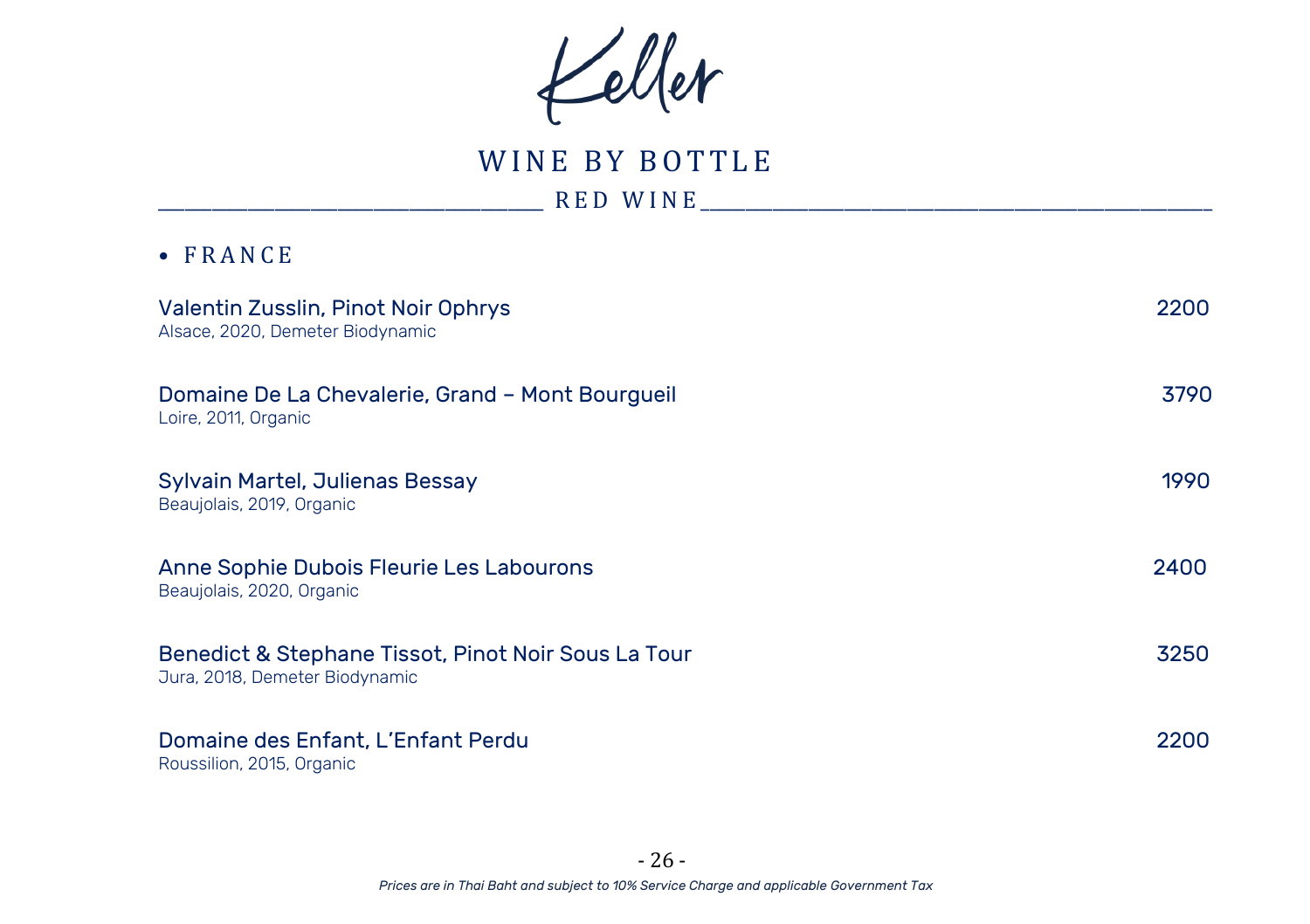# Keller

## WINE BY BOTTLE

### RED WINE

- FRANCE

**Valentin Zusslin, Pinot Noir Ophrys** — 2200
Alsace, 2020, Demeter Biodynamic

**Domaine De La Chevalerie, Grand – Mont Bourgueil** — 3790
Loire, 2011, Organic

**Sylvain Martel, Julienas Bessay** — 1990
Beaujolais, 2019, Organic

**Anne Sophie Dubois Fleurie Les Labourons** — 2400
Beaujolais, 2020, Organic

**Benedict & Stephane Tissot, Pinot Noir Sous La Tour** — 3250
Jura, 2018, Demeter Biodynamic

**Domaine des Enfant, L'Enfant Perdu** — 2200
Roussilion, 2015, Organic

*Prices are in Thai Baht and subject to 10% Service Charge and applicable Government Tax*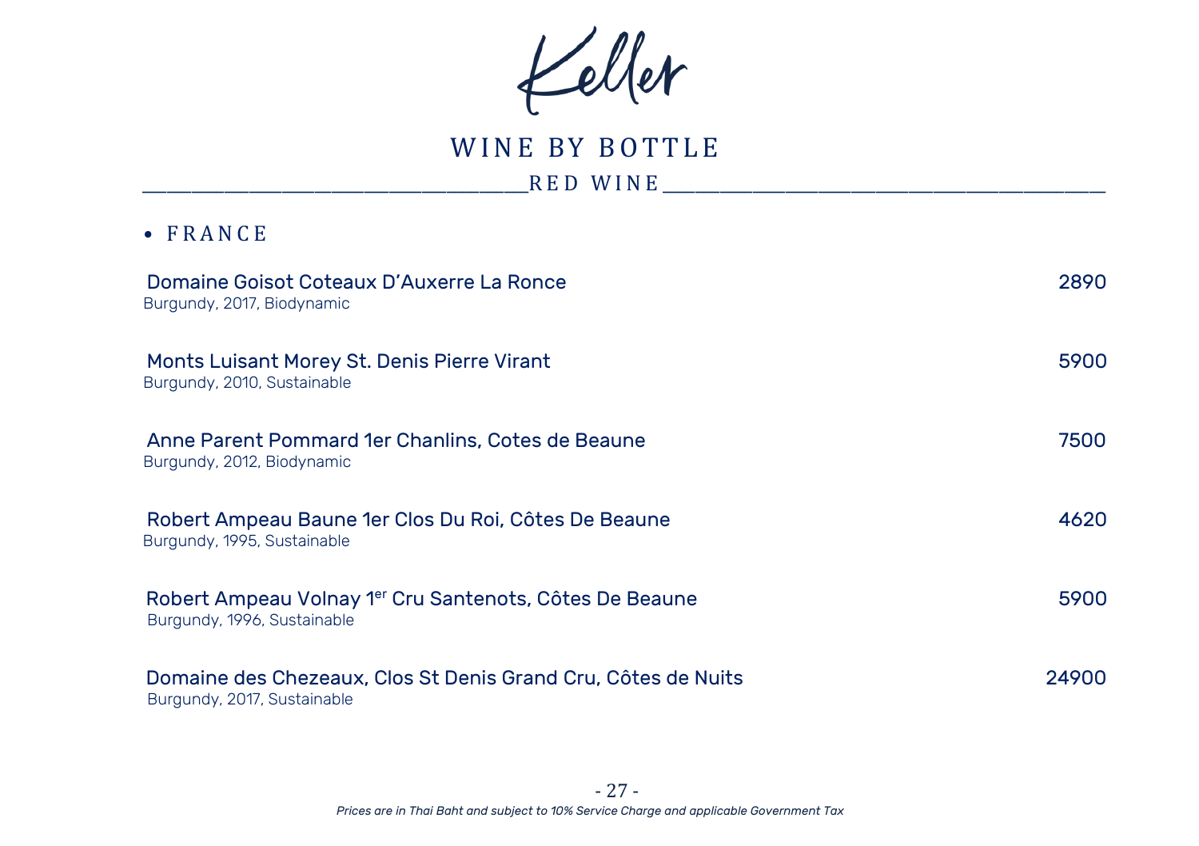# Keller

## WINE BY BOTTLE

### RED WINE

- FRANCE

| Wine | Price |
|---|---|
| Domaine Goisot Coteaux D'Auxerre La Ronce<br>Burgundy, 2017, Biodynamic | 2890 |
| Monts Luisant Morey St. Denis Pierre Virant<br>Burgundy, 2010, Sustainable | 5900 |
| Anne Parent Pommard 1er Chanlins, Cotes de Beaune<br>Burgundy, 2012, Biodynamic | 7500 |
| Robert Ampeau Baune 1er Clos Du Roi, Côtes De Beaune<br>Burgundy, 1995, Sustainable | 4620 |
| Robert Ampeau Volnay 1er Cru Santenots, Côtes De Beaune<br>Burgundy, 1996, Sustainable | 5900 |
| Domaine des Chezeaux, Clos St Denis Grand Cru, Côtes de Nuits<br>Burgundy, 2017, Sustainable | 24900 |

*Prices are in Thai Baht and subject to 10% Service Charge and applicable Government Tax*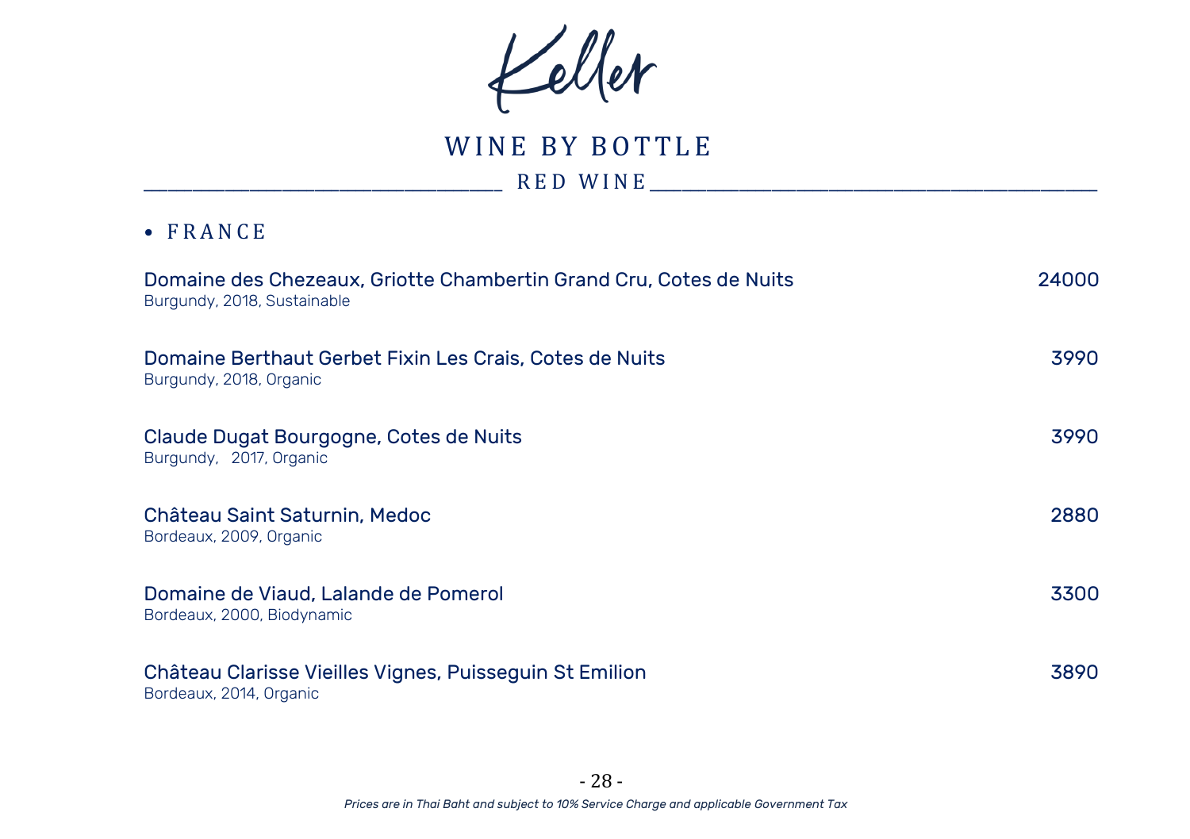# Keller

## WINE BY BOTTLE

### RED WINE

- FRANCE

**Domaine des Chezeaux, Griotte Chambertin Grand Cru, Cotes de Nuits** — 24000
Burgundy, 2018, Sustainable

**Domaine Berthaut Gerbet Fixin Les Crais, Cotes de Nuits** — 3990
Burgundy, 2018, Organic

**Claude Dugat Bourgogne, Cotes de Nuits** — 3990
Burgundy, 2017, Organic

**Château Saint Saturnin, Medoc** — 2880
Bordeaux, 2009, Organic

**Domaine de Viaud, Lalande de Pomerol** — 3300
Bordeaux, 2000, Biodynamic

**Château Clarisse Vieilles Vignes, Puisseguin St Emilion** — 3890
Bordeaux, 2014, Organic

*Prices are in Thai Baht and subject to 10% Service Charge and applicable Government Tax*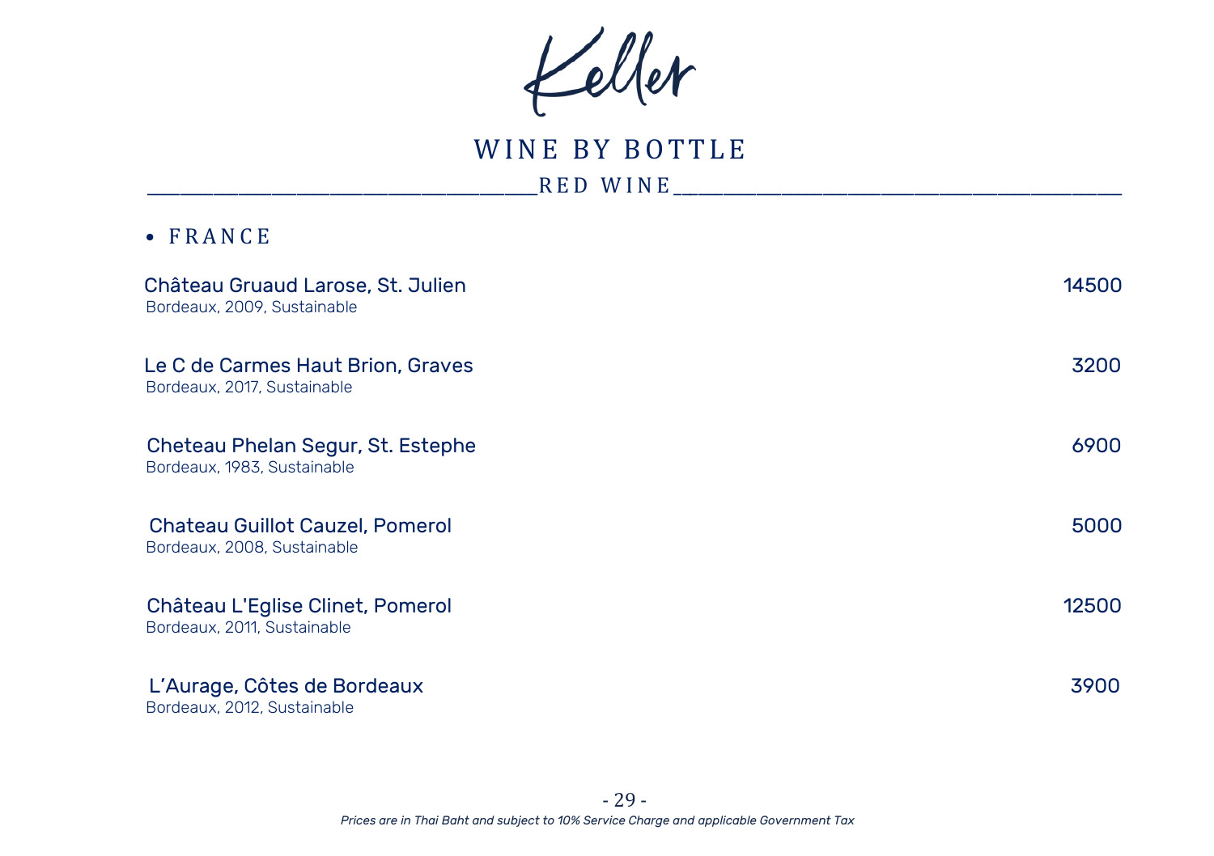# Keller

## WINE BY BOTTLE

### RED WINE

- FRANCE

| Wine | Price |
|---|---|
| Château Gruaud Larose, St. Julien<br>Bordeaux, 2009, Sustainable | 14500 |
| Le C de Carmes Haut Brion, Graves<br>Bordeaux, 2017, Sustainable | 3200 |
| Cheteau Phelan Segur, St. Estephe<br>Bordeaux, 1983, Sustainable | 6900 |
| Chateau Guillot Cauzel, Pomerol<br>Bordeaux, 2008, Sustainable | 5000 |
| Château L'Eglise Clinet, Pomerol<br>Bordeaux, 2011, Sustainable | 12500 |
| L'Aurage, Côtes de Bordeaux<br>Bordeaux, 2012, Sustainable | 3900 |

*Prices are in Thai Baht and subject to 10% Service Charge and applicable Government Tax*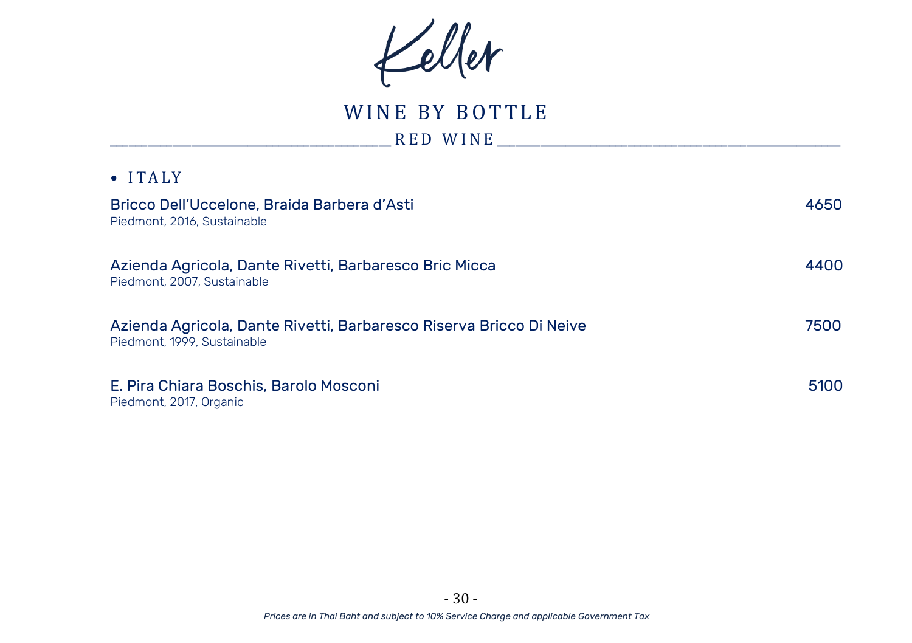# Keller

## WINE BY BOTTLE

### RED WINE

- ITALY

**Bricco Dell'Uccelone, Braida Barbera d'Asti** — 4650
Piedmont, 2016, Sustainable

**Azienda Agricola, Dante Rivetti, Barbaresco Bric Micca** — 4400
Piedmont, 2007, Sustainable

**Azienda Agricola, Dante Rivetti, Barbaresco Riserva Bricco Di Neive** — 7500
Piedmont, 1999, Sustainable

**E. Pira Chiara Boschis, Barolo Mosconi** — 5100
Piedmont, 2017, Organic

*Prices are in Thai Baht and subject to 10% Service Charge and applicable Government Tax*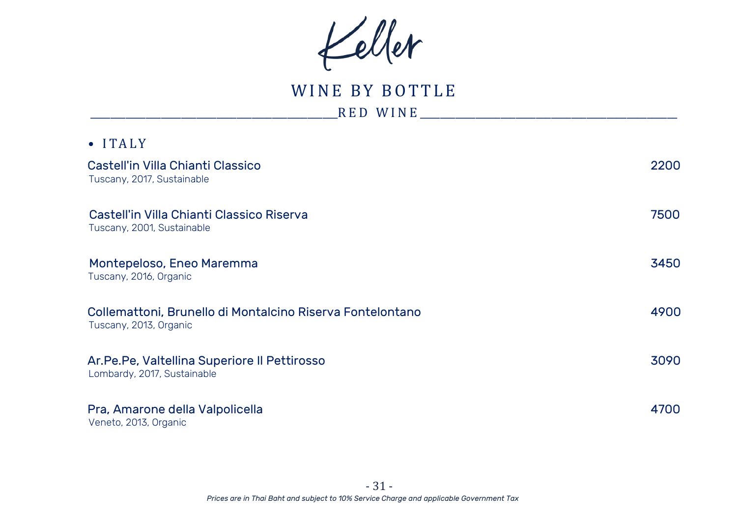# Keller

## WINE BY BOTTLE

### RED WINE

- ITALY

**Castell'in Villa Chianti Classico** — 2200
Tuscany, 2017, Sustainable

**Castell'in Villa Chianti Classico Riserva** — 7500
Tuscany, 2001, Sustainable

**Montepeloso, Eneo Maremma** — 3450
Tuscany, 2016, Organic

**Collemattoni, Brunello di Montalcino Riserva Fontelontano** — 4900
Tuscany, 2013, Organic

**Ar.Pe.Pe, Valtellina Superiore Il Pettirosso** — 3090
Lombardy, 2017, Sustainable

**Pra, Amarone della Valpolicella** — 4700
Veneto, 2013, Organic

*Prices are in Thai Baht and subject to 10% Service Charge and applicable Government Tax*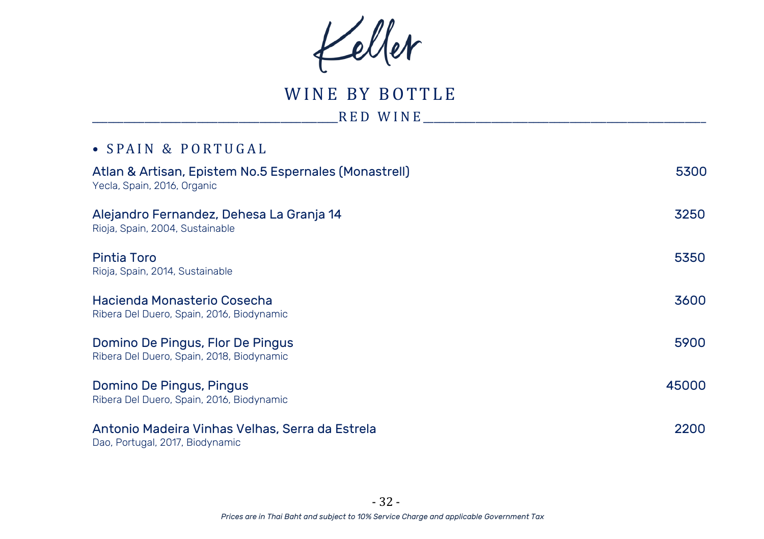# Keller

## WINE BY BOTTLE

### RED WINE

- SPAIN & PORTUGAL

| Wine | Price |
|---|---|
| Atlan & Artisan, Epistem No.5 Espernales (Monastrell)<br>Yecla, Spain, 2016, Organic | 5300 |
| Alejandro Fernandez, Dehesa La Granja 14<br>Rioja, Spain, 2004, Sustainable | 3250 |
| Pintia Toro<br>Rioja, Spain, 2014, Sustainable | 5350 |
| Hacienda Monasterio Cosecha<br>Ribera Del Duero, Spain, 2016, Biodynamic | 3600 |
| Domino De Pingus, Flor De Pingus<br>Ribera Del Duero, Spain, 2018, Biodynamic | 5900 |
| Domino De Pingus, Pingus<br>Ribera Del Duero, Spain, 2016, Biodynamic | 45000 |
| Antonio Madeira Vinhas Velhas, Serra da Estrela<br>Dao, Portugal, 2017, Biodynamic | 2200 |

*Prices are in Thai Baht and subject to 10% Service Charge and applicable Government Tax*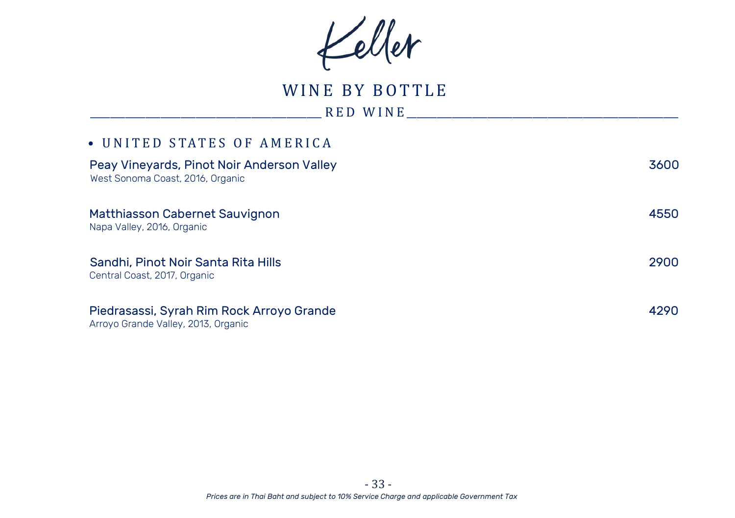# Keller

## WINE BY BOTTLE

### RED WINE

- UNITED STATES OF AMERICA

**Peay Vineyards, Pinot Noir Anderson Valley** — 3600
West Sonoma Coast, 2016, Organic

**Matthiasson Cabernet Sauvignon** — 4550
Napa Valley, 2016, Organic

**Sandhi, Pinot Noir Santa Rita Hills** — 2900
Central Coast, 2017, Organic

**Piedrasassi, Syrah Rim Rock Arroyo Grande** — 4290
Arroyo Grande Valley, 2013, Organic

*Prices are in Thai Baht and subject to 10% Service Charge and applicable Government Tax*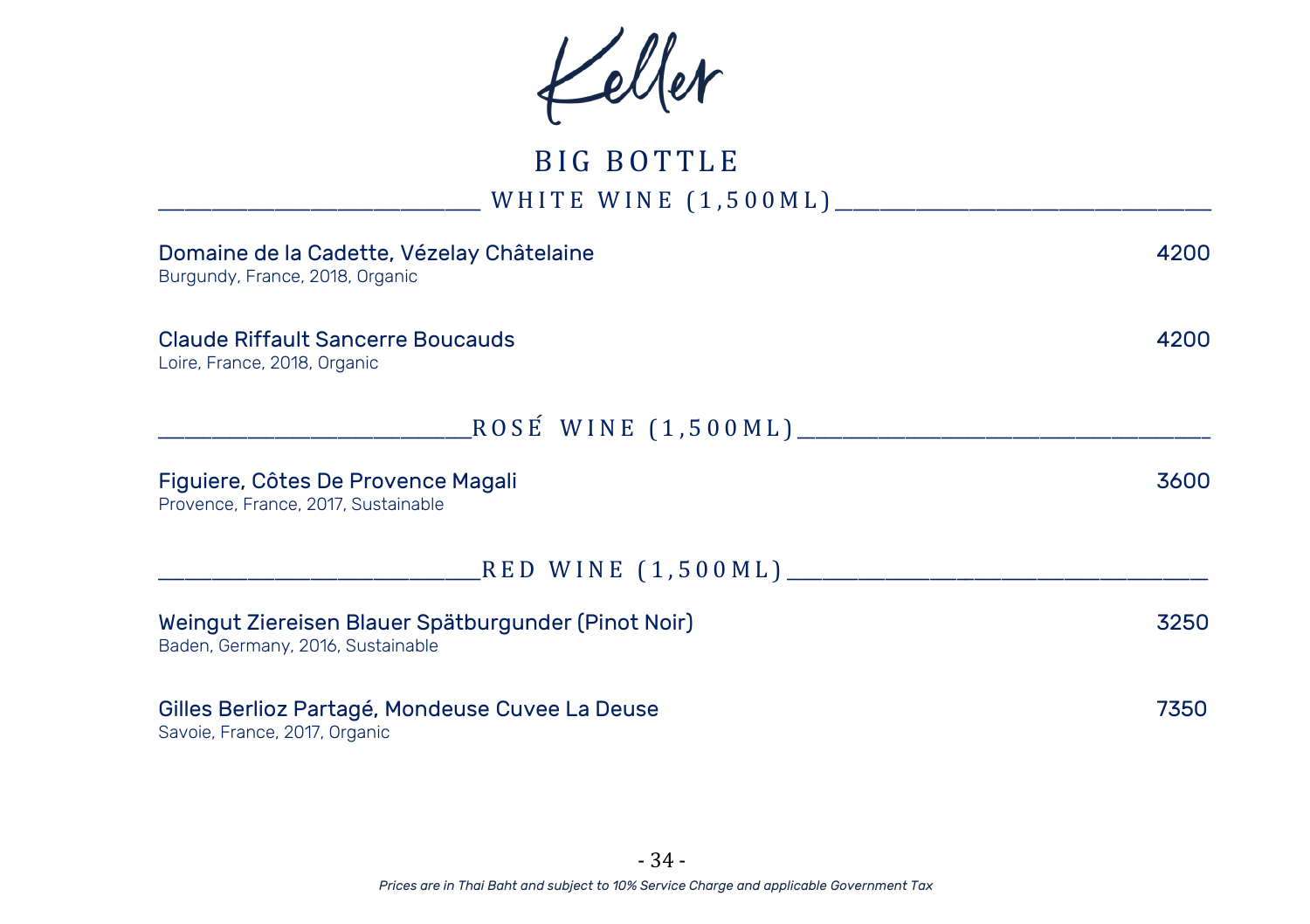# Keller

## BIG BOTTLE

### WHITE WINE (1,500ML)

**Domaine de la Cadette, Vézelay Châtelaine** — 4200
Burgundy, France, 2018, Organic

**Claude Riffault Sancerre Boucauds** — 4200
Loire, France, 2018, Organic

### ROSÉ WINE (1,500ML)

**Figuiere, Côtes De Provence Magali** — 3600
Provence, France, 2017, Sustainable

### RED WINE (1,500ML)

**Weingut Ziereisen Blauer Spätburgunder (Pinot Noir)** — 3250
Baden, Germany, 2016, Sustainable

**Gilles Berlioz Partagé, Mondeuse Cuvee La Deuse** — 7350
Savoie, France, 2017, Organic

*Prices are in Thai Baht and subject to 10% Service Charge and applicable Government Tax*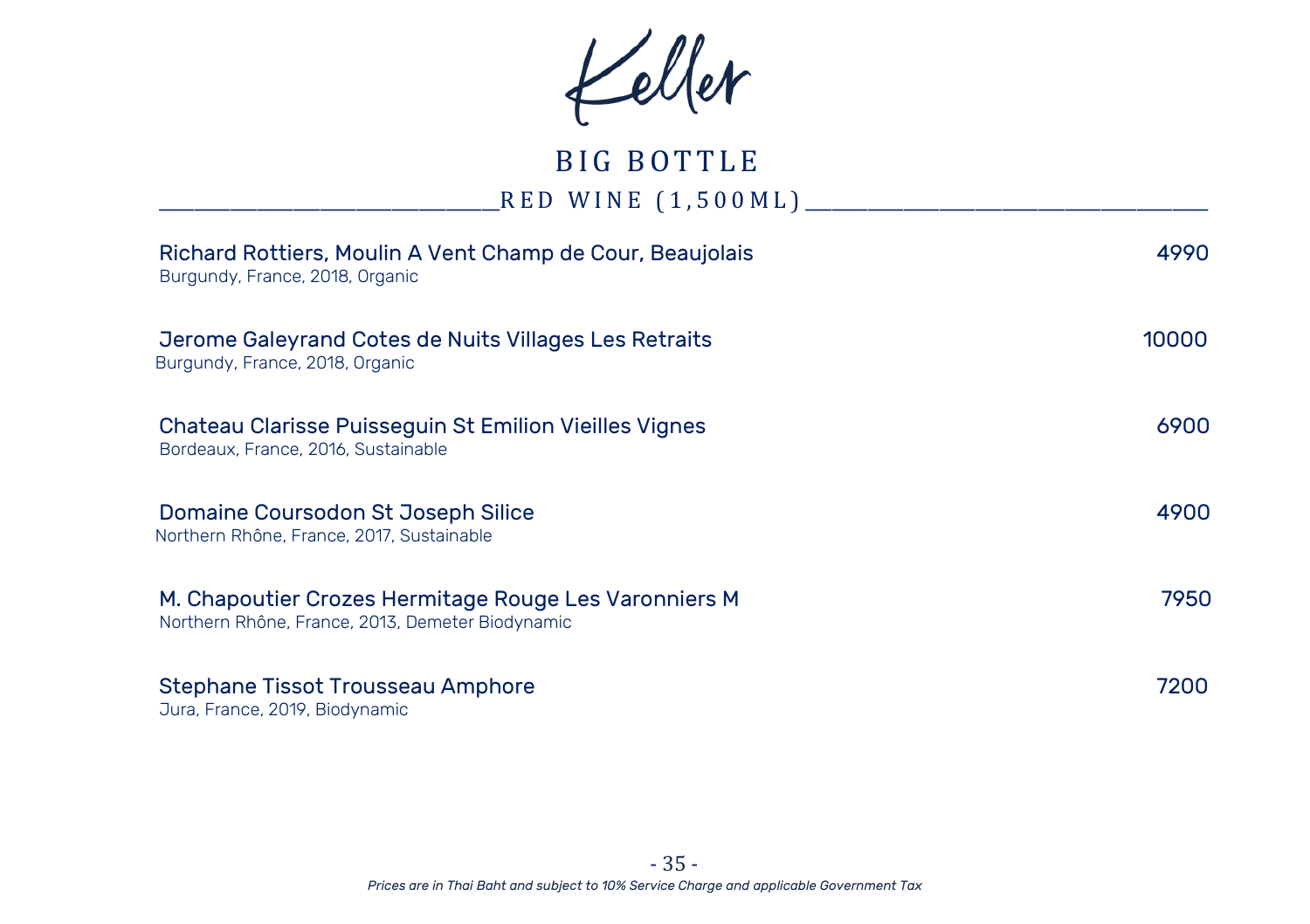# Keller

## BIG BOTTLE

### RED WINE (1,500ML)

**Richard Rottiers, Moulin A Vent Champ de Cour, Beaujolais** — 4990
Burgundy, France, 2018, Organic

**Jerome Galeyrand Cotes de Nuits Villages Les Retraits** — 10000
Burgundy, France, 2018, Organic

**Chateau Clarisse Puisseguin St Emilion Vieilles Vignes** — 6900
Bordeaux, France, 2016, Sustainable

**Domaine Coursodon St Joseph Silice** — 4900
Northern Rhône, France, 2017, Sustainable

**M. Chapoutier Crozes Hermitage Rouge Les Varonniers M** — 7950
Northern Rhône, France, 2013, Demeter Biodynamic

**Stephane Tissot Trousseau Amphore** — 7200
Jura, France, 2019, Biodynamic

*Prices are in Thai Baht and subject to 10% Service Charge and applicable Government Tax*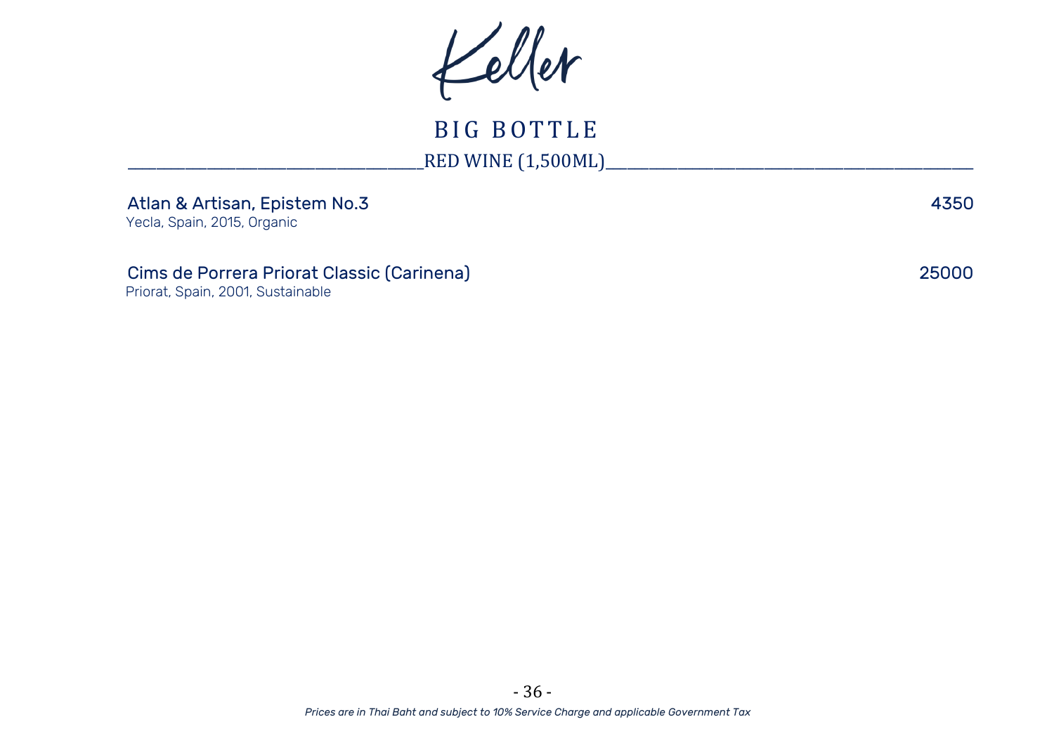# Keller

## BIG BOTTLE

### RED WINE (1,500ML)

**Atlan & Artisan, Epistem No.3** — 4350
Yecla, Spain, 2015, Organic

**Cims de Porrera Priorat Classic (Carinena)** — 25000
Priorat, Spain, 2001, Sustainable

*Prices are in Thai Baht and subject to 10% Service Charge and applicable Government Tax*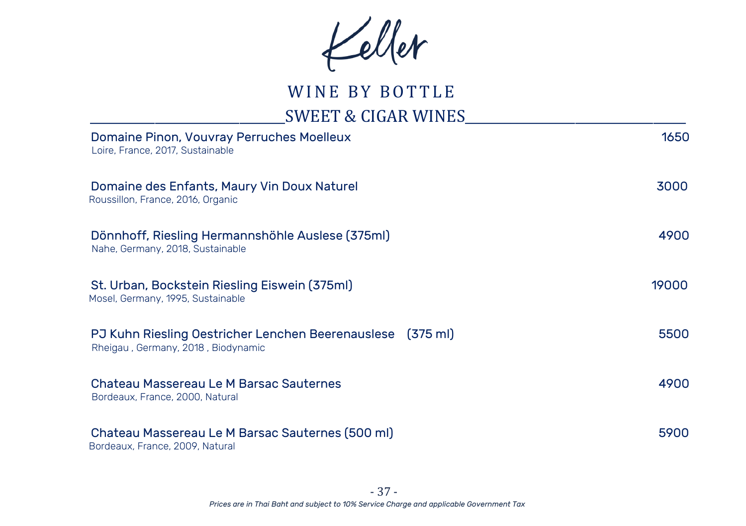# Keller

## WINE BY BOTTLE

### SWEET & CIGAR WINES

**Domaine Pinon, Vouvray Perruches Moelleux** — 1650
Loire, France, 2017, Sustainable

**Domaine des Enfants, Maury Vin Doux Naturel** — 3000
Roussillon, France, 2016, Organic

**Dönnhoff, Riesling Hermannshöhle Auslese (375ml)** — 4900
Nahe, Germany, 2018, Sustainable

**St. Urban, Bockstein Riesling Eiswein (375ml)** — 19000
Mosel, Germany, 1995, Sustainable

**PJ Kuhn Riesling Oestricher Lenchen Beerenauslese (375 ml)** — 5500
Rheigau , Germany, 2018 , Biodynamic

**Chateau Massereau Le M Barsac Sauternes** — 4900
Bordeaux, France, 2000, Natural

**Chateau Massereau Le M Barsac Sauternes (500 ml)** — 5900
Bordeaux, France, 2009, Natural

*Prices are in Thai Baht and subject to 10% Service Charge and applicable Government Tax*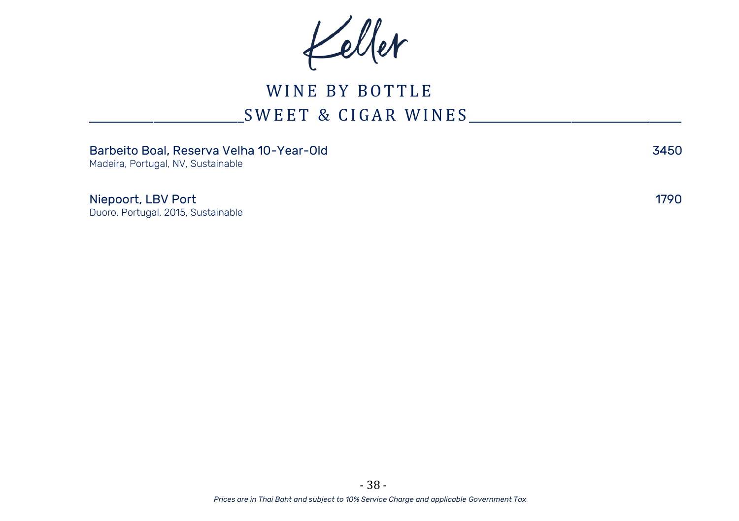# Keller

## WINE BY BOTTLE

### SWEET & CIGAR WINES

**Barbeito Boal, Reserva Velha 10-Year-Old** — 3450
Madeira, Portugal, NV, Sustainable

**Niepoort, LBV Port** — 1790
Duoro, Portugal, 2015, Sustainable

*Prices are in Thai Baht and subject to 10% Service Charge and applicable Government Tax*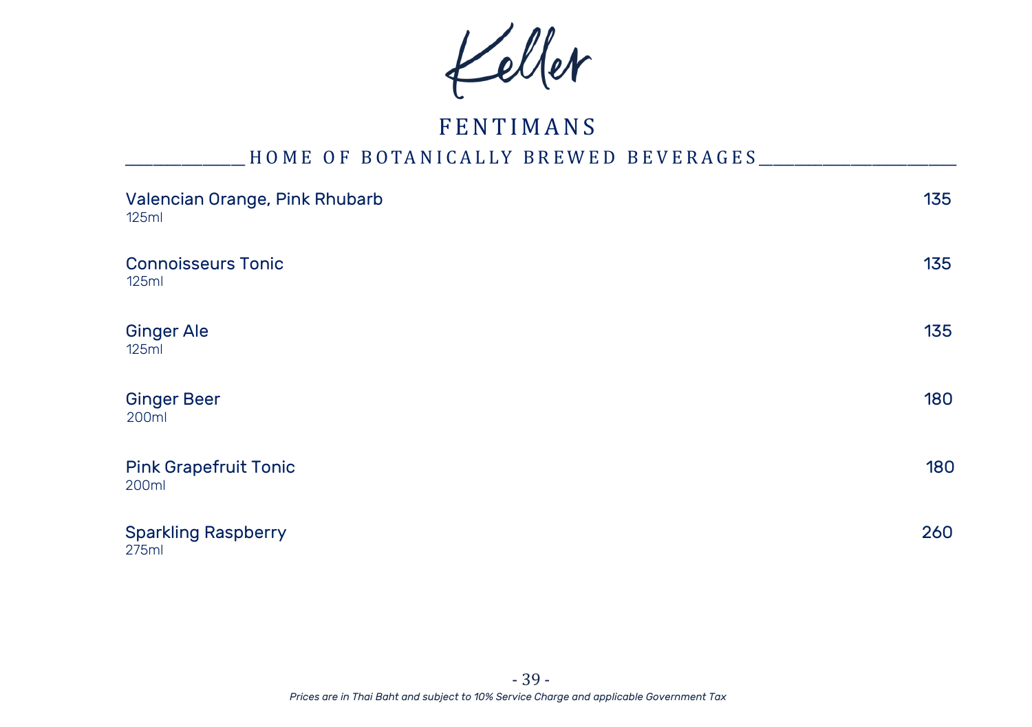Keller

# FENTIMANS

## HOME OF BOTANICALLY BREWED BEVERAGES

| Item | Price |
| --- | --- |
| **Valencian Orange, Pink Rhubarb**<br>125ml | 135 |
| **Connoisseurs Tonic**<br>125ml | 135 |
| **Ginger Ale**<br>125ml | 135 |
| **Ginger Beer**<br>200ml | 180 |
| **Pink Grapefruit Tonic**<br>200ml | 180 |
| **Sparkling Raspberry**<br>275ml | 260 |

*Prices are in Thai Baht and subject to 10% Service Charge and applicable Government Tax*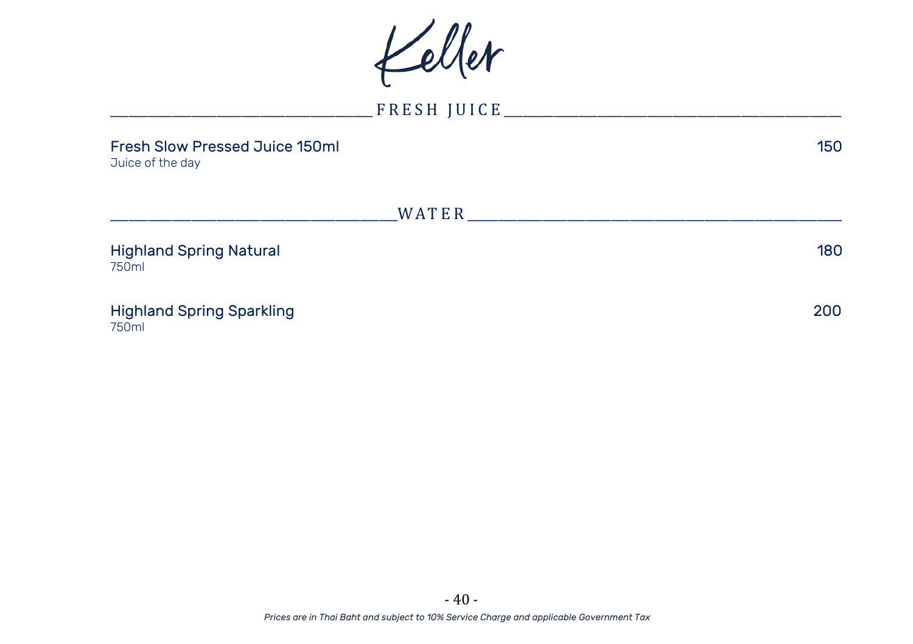# Keller

## FRESH JUICE

**Fresh Slow Pressed Juice 150ml** — 150
Juice of the day

## WATER

**Highland Spring Natural** — 180
750ml

**Highland Spring Sparkling** — 200
750ml

*Prices are in Thai Baht and subject to 10% Service Charge and applicable Government Tax*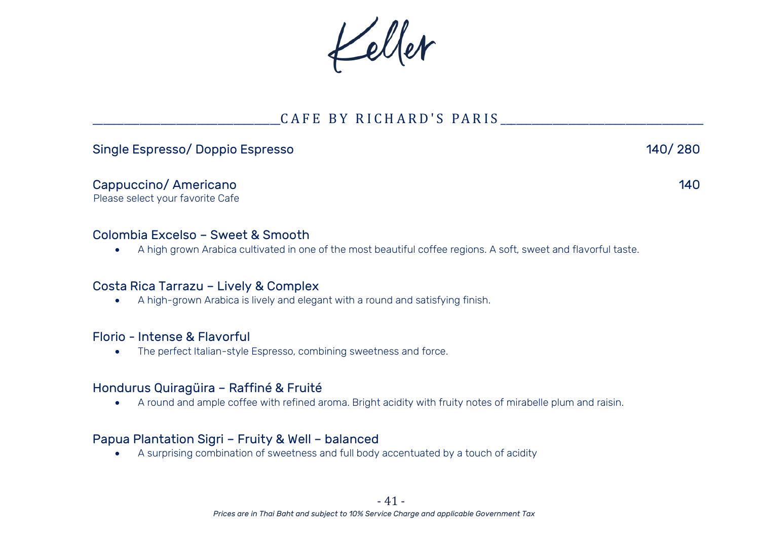Keller

## CAFE BY RICHARD'S PARIS

**Single Espresso/ Doppio Espresso** 140/ 280

**Cappuccino/ Americano** 140

Please select your favorite Cafe

### Colombia Excelso – Sweet & Smooth

- A high grown Arabica cultivated in one of the most beautiful coffee regions. A soft, sweet and flavorful taste.

### Costa Rica Tarrazu – Lively & Complex

- A high-grown Arabica is lively and elegant with a round and satisfying finish.

### Florio - Intense & Flavorful

- The perfect Italian-style Espresso, combining sweetness and force.

### Hondurus Quiragüira – Raffiné & Fruité

- A round and ample coffee with refined aroma. Bright acidity with fruity notes of mirabelle plum and raisin.

### Papua Plantation Sigri – Fruity & Well – balanced

- A surprising combination of sweetness and full body accentuated by a touch of acidity

*Prices are in Thai Baht and subject to 10% Service Charge and applicable Government Tax*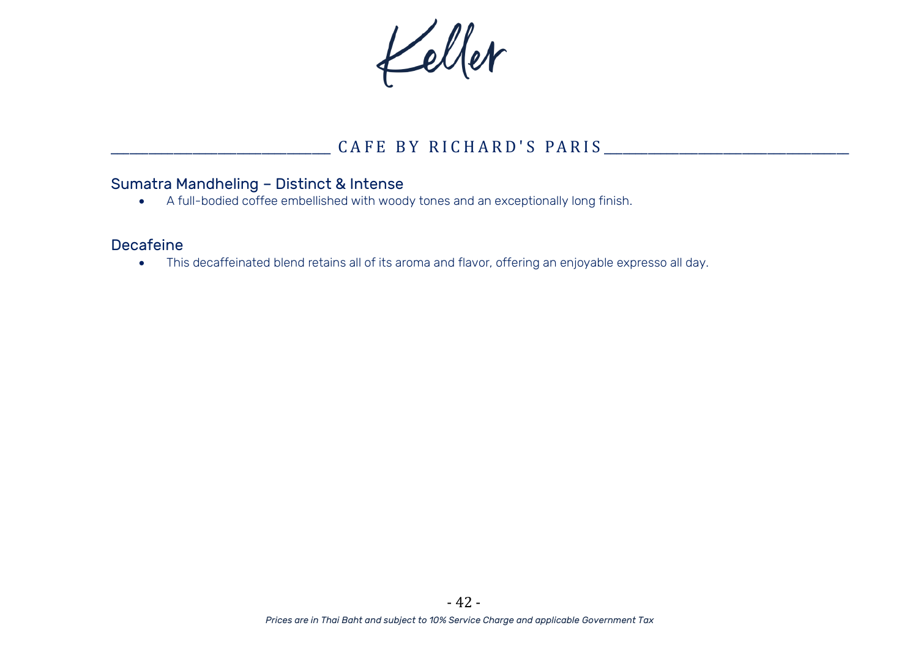Keller

## CAFE BY RICHARD'S PARIS

### Sumatra Mandheling – Distinct & Intense

- A full-bodied coffee embellished with woody tones and an exceptionally long finish.

### Decafeine

- This decaffeinated blend retains all of its aroma and flavor, offering an enjoyable expresso all day.

*Prices are in Thai Baht and subject to 10% Service Charge and applicable Government Tax*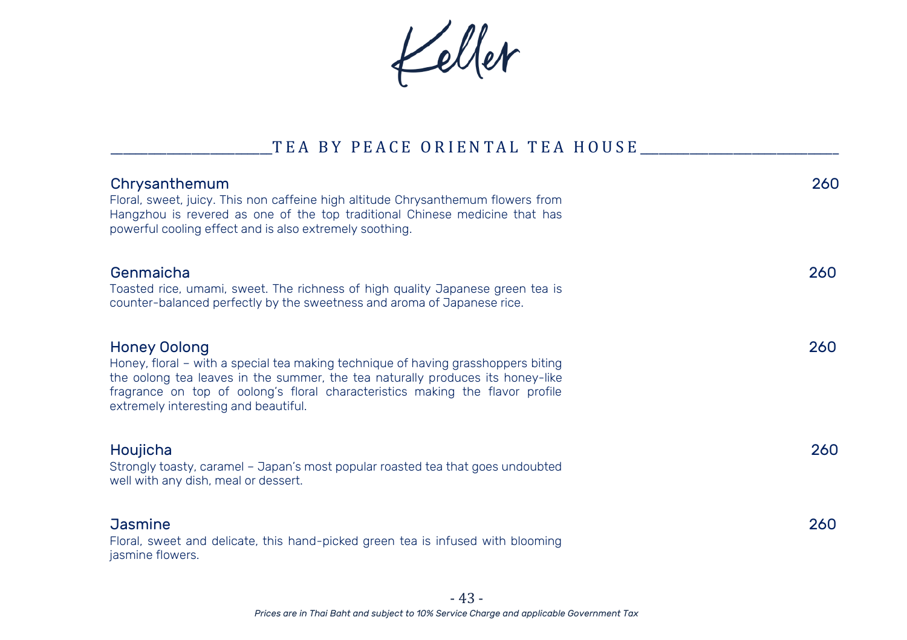# Keller

## TEA BY PEACE ORIENTAL TEA HOUSE

### Chrysanthemum — 260

Floral, sweet, juicy. This non caffeine high altitude Chrysanthemum flowers from Hangzhou is revered as one of the top traditional Chinese medicine that has powerful cooling effect and is also extremely soothing.

### Genmaicha — 260

Toasted rice, umami, sweet. The richness of high quality Japanese green tea is counter-balanced perfectly by the sweetness and aroma of Japanese rice.

### Honey Oolong — 260

Honey, floral – with a special tea making technique of having grasshoppers biting the oolong tea leaves in the summer, the tea naturally produces its honey-like fragrance on top of oolong's floral characteristics making the flavor profile extremely interesting and beautiful.

### Houjicha — 260

Strongly toasty, caramel – Japan's most popular roasted tea that goes undoubted well with any dish, meal or dessert.

### Jasmine — 260

Floral, sweet and delicate, this hand-picked green tea is infused with blooming jasmine flowers.

*Prices are in Thai Baht and subject to 10% Service Charge and applicable Government Tax*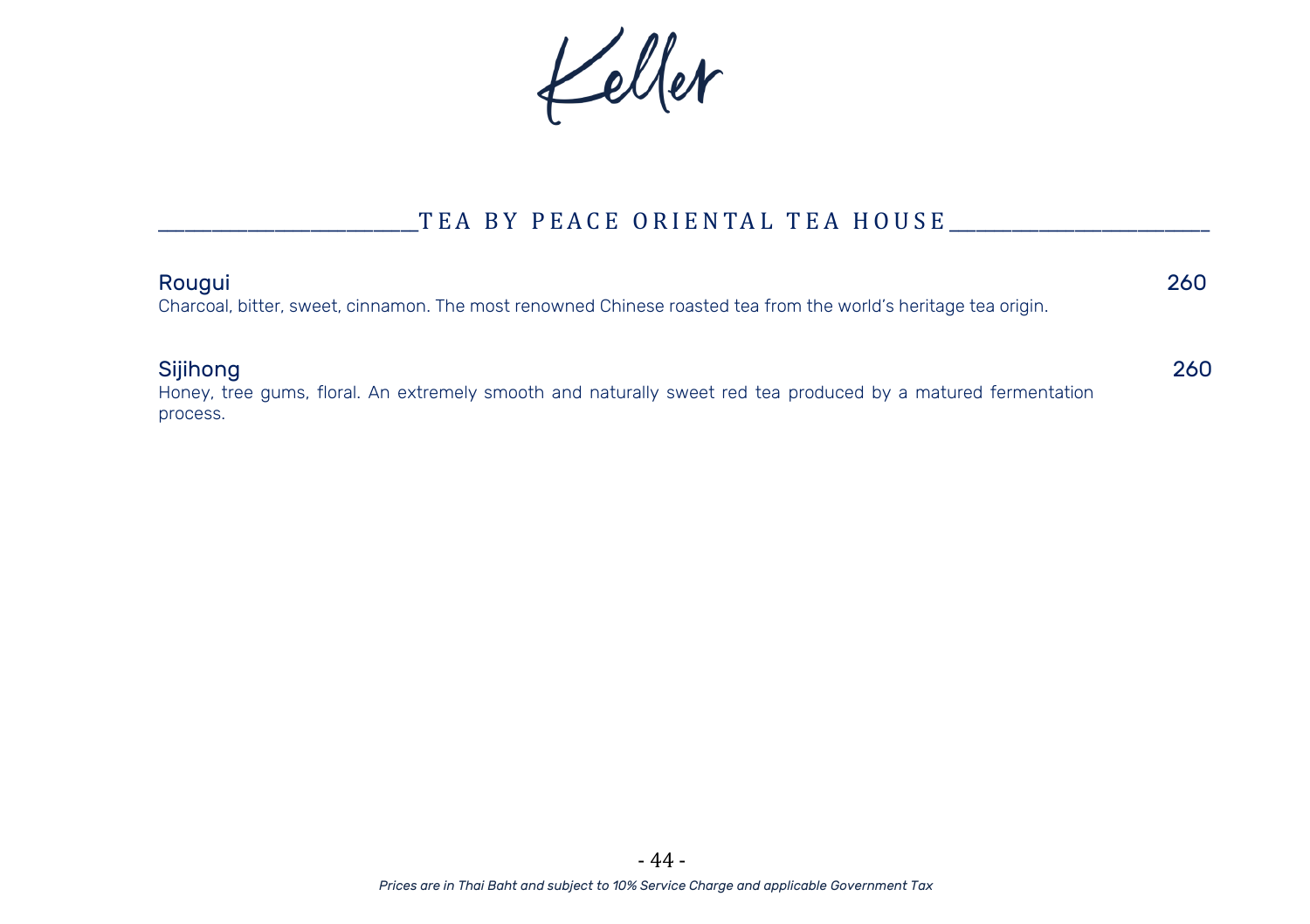Keller

## TEA BY PEACE ORIENTAL TEA HOUSE

**Rougui** 260

Charcoal, bitter, sweet, cinnamon. The most renowned Chinese roasted tea from the world's heritage tea origin.

**Sijihong** 260

Honey, tree gums, floral. An extremely smooth and naturally sweet red tea produced by a matured fermentation process.

*Prices are in Thai Baht and subject to 10% Service Charge and applicable Government Tax*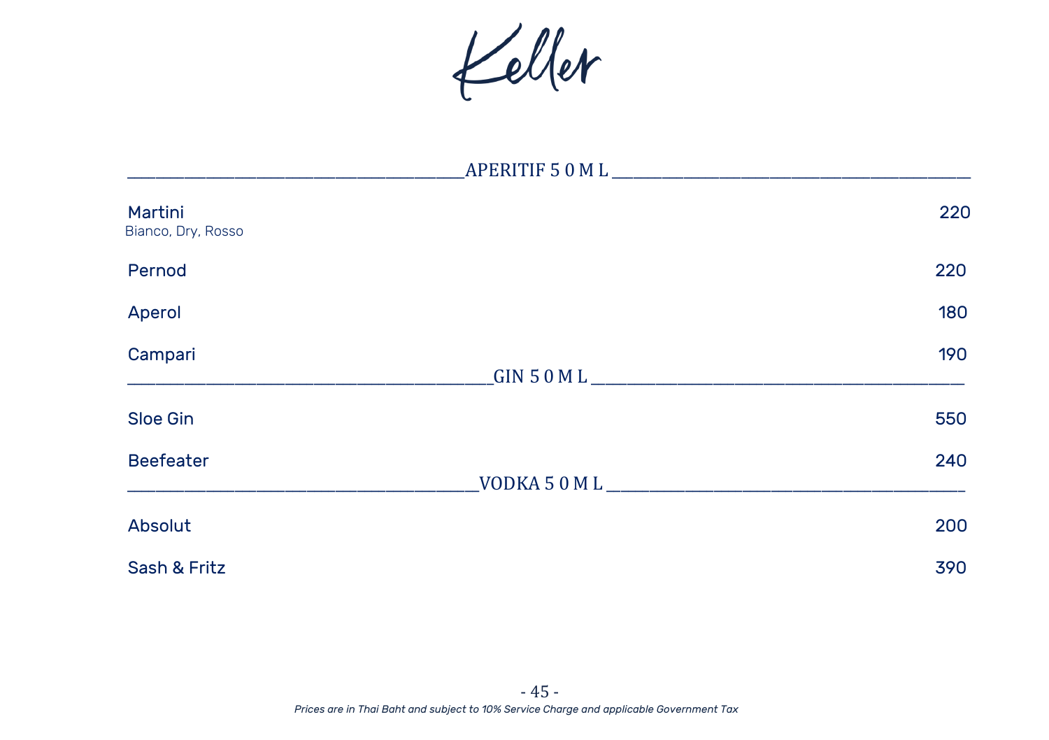# Keller

## APERITIF 50ML

| Item | Price |
| --- | --- |
| Martini<br>Bianco, Dry, Rosso | 220 |
| Pernod | 220 |
| Aperol | 180 |
| Campari | 190 |

## GIN 50ML

| Item | Price |
| --- | --- |
| Sloe Gin | 550 |
| Beefeater | 240 |

## VODKA 50ML

| Item | Price |
| --- | --- |
| Absolut | 200 |
| Sash & Fritz | 390 |

*Prices are in Thai Baht and subject to 10% Service Charge and applicable Government Tax*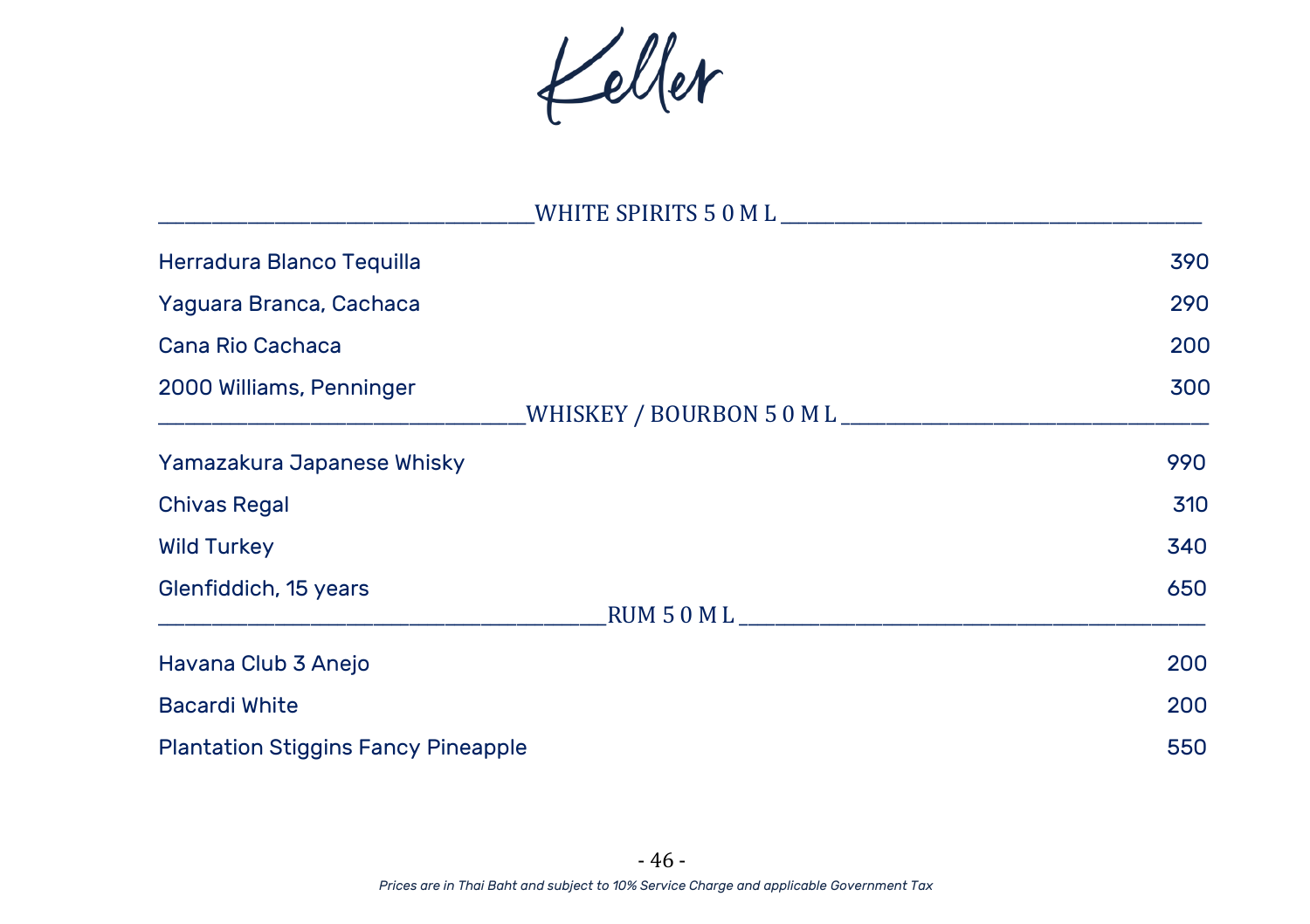# Keller

## WHITE SPIRITS 50 ML

| Item | Price |
| --- | --- |
| Herradura Blanco Tequilla | 390 |
| Yaguara Branca, Cachaca | 290 |
| Cana Rio Cachaca | 200 |
| 2000 Williams, Penninger | 300 |

## WHISKEY / BOURBON 50 ML

| Item | Price |
| --- | --- |
| Yamazakura Japanese Whisky | 990 |
| Chivas Regal | 310 |
| Wild Turkey | 340 |
| Glenfiddich, 15 years | 650 |

## RUM 50 ML

| Item | Price |
| --- | --- |
| Havana Club 3 Anejo | 200 |
| Bacardi White | 200 |
| Plantation Stiggins Fancy Pineapple | 550 |

*Prices are in Thai Baht and subject to 10% Service Charge and applicable Government Tax*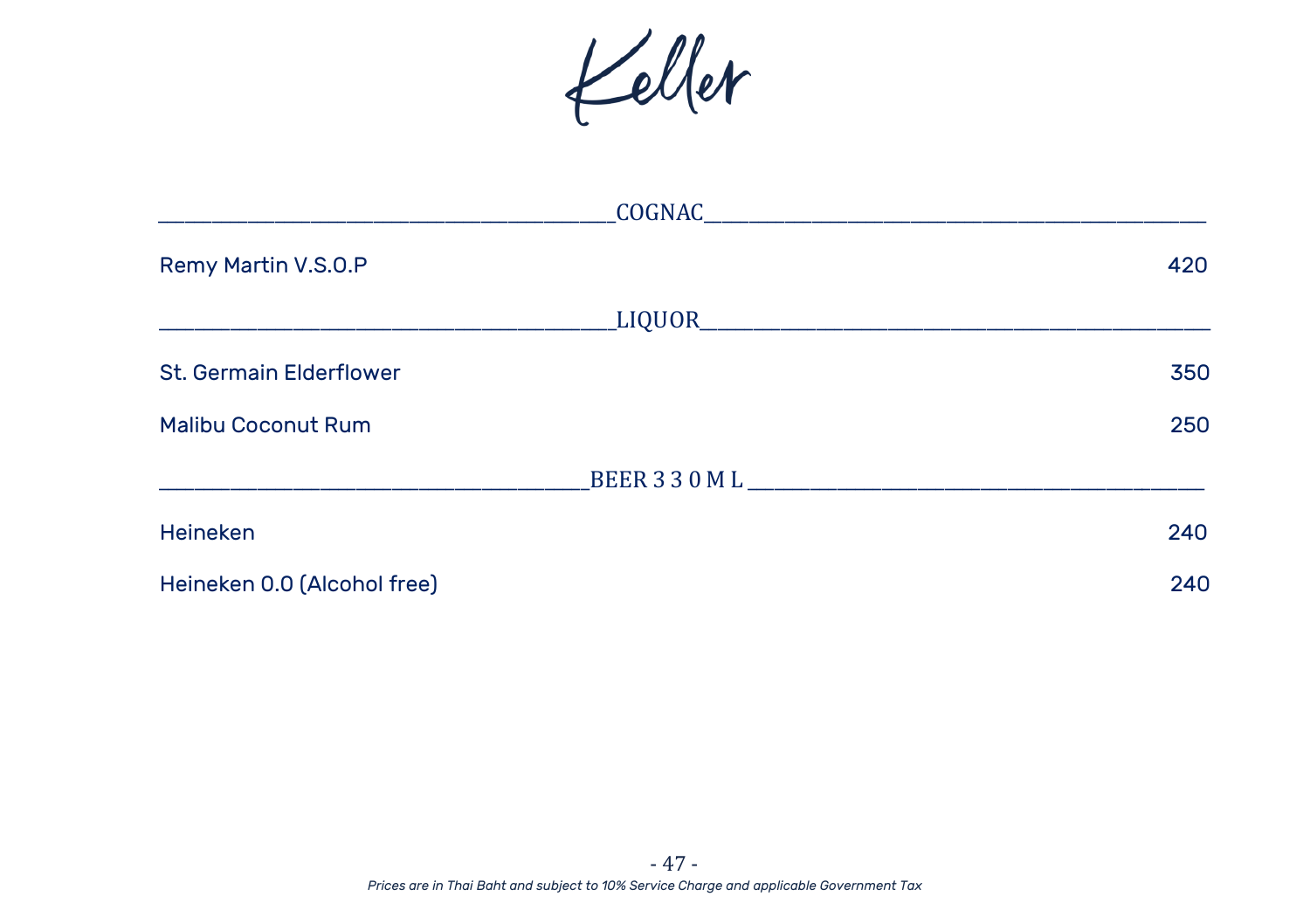# Keller

## COGNAC

| | |
|---|---|
| Remy Martin V.S.O.P | 420 |

## LIQUOR

| | |
|---|---|
| St. Germain Elderflower | 350 |
| Malibu Coconut Rum | 250 |

## BEER 330ML

| | |
|---|---|
| Heineken | 240 |
| Heineken 0.0 (Alcohol free) | 240 |

*Prices are in Thai Baht and subject to 10% Service Charge and applicable Government Tax*